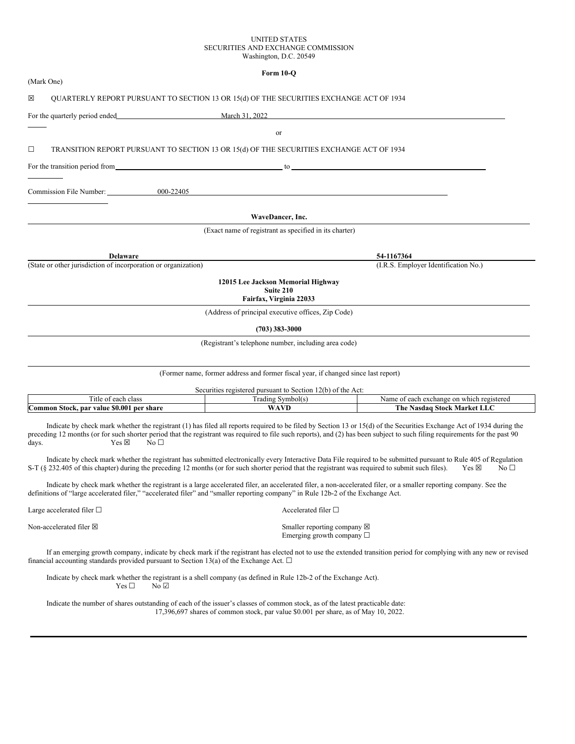UNITED STATES
SECURITIES AND EXCHANGE COMMISSION
Washington, D.C. 20549

**Form 10-Q**

(Mark One)

☒ QUARTERLY REPORT PURSUANT TO SECTION 13 OR 15(d) OF THE SECURITIES EXCHANGE ACT OF 1934

For the quarterly period ended March 31, 2022

or

☐ TRANSITION REPORT PURSUANT TO SECTION 13 OR 15(d) OF THE SECURITIES EXCHANGE ACT OF 1934

For the transition period from ______ to ______

Commission File Number: 000-22405

**WaveDancer, Inc.**

(Exact name of registrant as specified in its charter)

| **Delaware** | **54-1167364** |
|---|---|
| (State or other jurisdiction of incorporation or organization) | (I.R.S. Employer Identification No.) |

**12015 Lee Jackson Memorial Highway**
**Suite 210**
**Fairfax, Virginia 22033**

(Address of principal executive offices, Zip Code)

**(703) 383-3000**

(Registrant's telephone number, including area code)

(Former name, former address and former fiscal year, if changed since last report)

Securities registered pursuant to Section 12(b) of the Act:

| Title of each class | Trading Symbol(s) | Name of each exchange on which registered |
|---|---|---|
| **Common Stock, par value $0.001 per share** | **WAVD** | **The Nasdaq Stock Market LLC** |

Indicate by check mark whether the registrant (1) has filed all reports required to be filed by Section 13 or 15(d) of the Securities Exchange Act of 1934 during the preceding 12 months (or for such shorter period that the registrant was required to file such reports), and (2) has been subject to such filing requirements for the past 90 days. Yes ☒ No ☐

Indicate by check mark whether the registrant has submitted electronically every Interactive Data File required to be submitted pursuant to Rule 405 of Regulation S-T (§ 232.405 of this chapter) during the preceding 12 months (or for such shorter period that the registrant was required to submit such files). Yes ☒ No ☐

Indicate by check mark whether the registrant is a large accelerated filer, an accelerated filer, a non-accelerated filer, or a smaller reporting company. See the definitions of "large accelerated filer," "accelerated filer" and "smaller reporting company" in Rule 12b-2 of the Exchange Act.

| | |
|---|---|
| Large accelerated filer ☐ | Accelerated filer ☐ |
| Non-accelerated filer ☒ | Smaller reporting company ☒ |
| | Emerging growth company ☐ |

If an emerging growth company, indicate by check mark if the registrant has elected not to use the extended transition period for complying with any new or revised financial accounting standards provided pursuant to Section 13(a) of the Exchange Act. ☐

Indicate by check mark whether the registrant is a shell company (as defined in Rule 12b-2 of the Exchange Act).
Yes ☐ No ☑

Indicate the number of shares outstanding of each of the issuer's classes of common stock, as of the latest practicable date:
17,396,697 shares of common stock, par value $0.001 per share, as of May 10, 2022.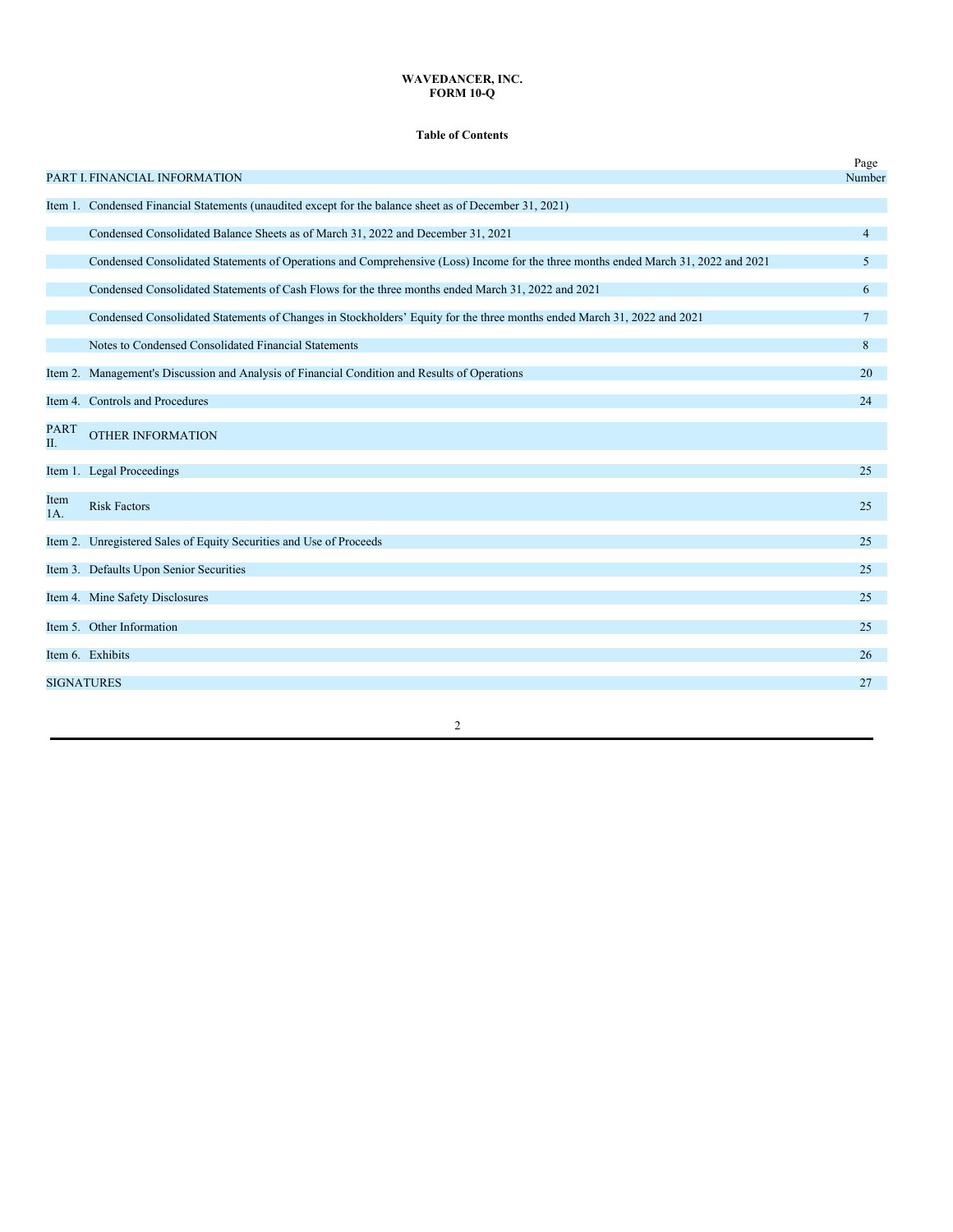**WAVEDANCER, INC.**
**FORM 10-Q**

**Table of Contents**

| | | Page Number |
|---|---|---|
| PART I. | FINANCIAL INFORMATION | |
| Item 1. | Condensed Financial Statements (unaudited except for the balance sheet as of December 31, 2021) | |
| | Condensed Consolidated Balance Sheets as of March 31, 2022 and December 31, 2021 | 4 |
| | Condensed Consolidated Statements of Operations and Comprehensive (Loss) Income for the three months ended March 31, 2022 and 2021 | 5 |
| | Condensed Consolidated Statements of Cash Flows for the three months ended March 31, 2022 and 2021 | 6 |
| | Condensed Consolidated Statements of Changes in Stockholders' Equity for the three months ended March 31, 2022 and 2021 | 7 |
| | Notes to Condensed Consolidated Financial Statements | 8 |
| Item 2. | Management's Discussion and Analysis of Financial Condition and Results of Operations | 20 |
| Item 4. | Controls and Procedures | 24 |
| PART II. | OTHER INFORMATION | |
| Item 1. | Legal Proceedings | 25 |
| Item 1A. | Risk Factors | 25 |
| Item 2. | Unregistered Sales of Equity Securities and Use of Proceeds | 25 |
| Item 3. | Defaults Upon Senior Securities | 25 |
| Item 4. | Mine Safety Disclosures | 25 |
| Item 5. | Other Information | 25 |
| Item 6. | Exhibits | 26 |
| SIGNATURES | | 27 |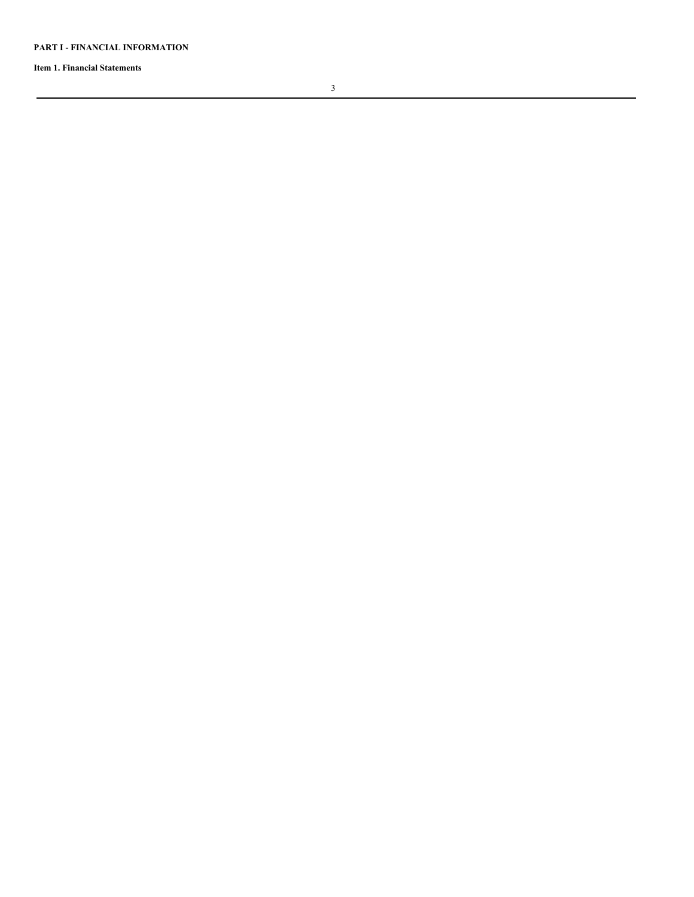**PART I - FINANCIAL INFORMATION**

**Item 1. Financial Statements**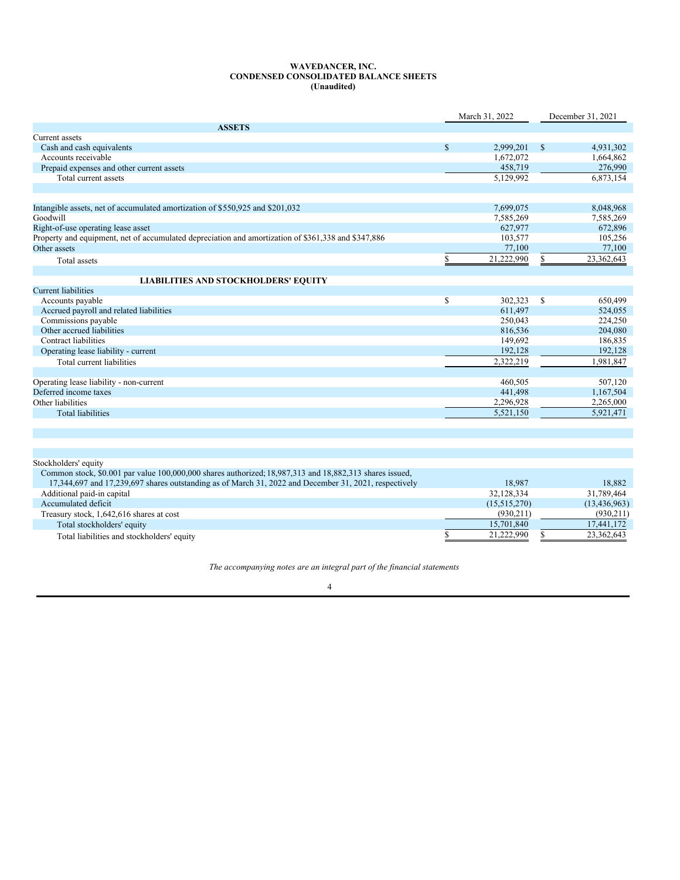**WAVEDANCER, INC.**
**CONDENSED CONSOLIDATED BALANCE SHEETS**
**(Unaudited)**

| | March 31, 2022 | December 31, 2021 |
|---|---|---|
| **ASSETS** | | |
| Current assets | | |
| Cash and cash equivalents | $ 2,999,201 | $ 4,931,302 |
| Accounts receivable | 1,672,072 | 1,664,862 |
| Prepaid expenses and other current assets | 458,719 | 276,990 |
| Total current assets | 5,129,992 | 6,873,154 |
| | | |
| Intangible assets, net of accumulated amortization of $550,925 and $201,032 | 7,699,075 | 8,048,968 |
| Goodwill | 7,585,269 | 7,585,269 |
| Right-of-use operating lease asset | 627,977 | 672,896 |
| Property and equipment, net of accumulated depreciation and amortization of $361,338 and $347,886 | 103,577 | 105,256 |
| Other assets | 77,100 | 77,100 |
| Total assets | $ 21,222,990 | $ 23,362,643 |
| | | |
| **LIABILITIES AND STOCKHOLDERS' EQUITY** | | |
| Current liabilities | | |
| Accounts payable | $ 302,323 | $ 650,499 |
| Accrued payroll and related liabilities | 611,497 | 524,055 |
| Commissions payable | 250,043 | 224,250 |
| Other accrued liabilities | 816,536 | 204,080 |
| Contract liabilities | 149,692 | 186,835 |
| Operating lease liability - current | 192,128 | 192,128 |
| Total current liabilities | 2,322,219 | 1,981,847 |
| | | |
| Operating lease liability - non-current | 460,505 | 507,120 |
| Deferred income taxes | 441,498 | 1,167,504 |
| Other liabilities | 2,296,928 | 2,265,000 |
| Total liabilities | 5,521,150 | 5,921,471 |
| | | |
| Stockholders' equity | | |
| Common stock, $0.001 par value 100,000,000 shares authorized; 18,987,313 and 18,882,313 shares issued, 17,344,697 and 17,239,697 shares outstanding as of March 31, 2022 and December 31, 2021, respectively | 18,987 | 18,882 |
| Additional paid-in capital | 32,128,334 | 31,789,464 |
| Accumulated deficit | (15,515,270) | (13,436,963) |
| Treasury stock, 1,642,616 shares at cost | (930,211) | (930,211) |
| Total stockholders' equity | 15,701,840 | 17,441,172 |
| Total liabilities and stockholders' equity | $ 21,222,990 | $ 23,362,643 |

*The accompanying notes are an integral part of the financial statements*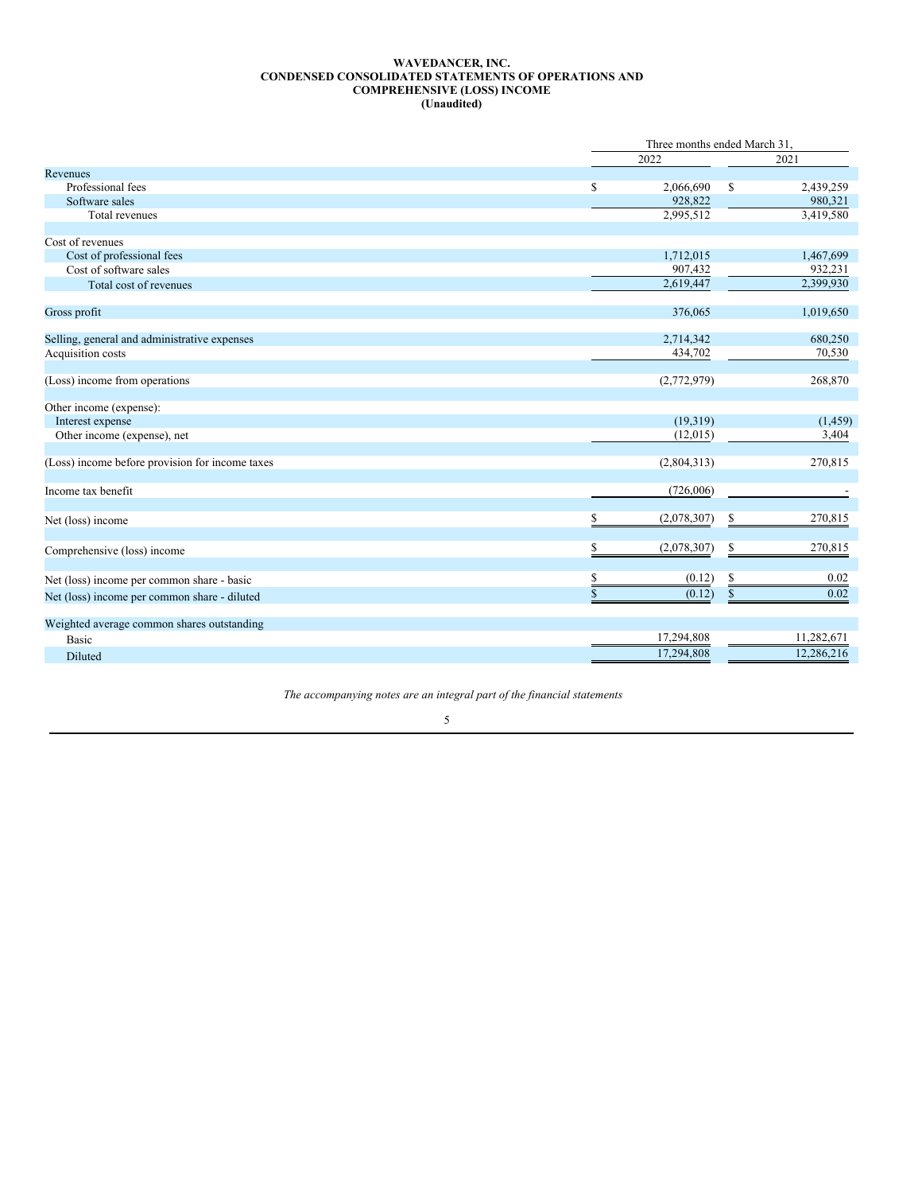**WAVEDANCER, INC.**
**CONDENSED CONSOLIDATED STATEMENTS OF OPERATIONS AND COMPREHENSIVE (LOSS) INCOME**
**(Unaudited)**

| | Three months ended March 31, | |
|---|---|---|
| | 2022 | 2021 |
| Revenues | | |
| Professional fees | $ 2,066,690 | $ 2,439,259 |
| Software sales | 928,822 | 980,321 |
| Total revenues | 2,995,512 | 3,419,580 |
| | | |
| Cost of revenues | | |
| Cost of professional fees | 1,712,015 | 1,467,699 |
| Cost of software sales | 907,432 | 932,231 |
| Total cost of revenues | 2,619,447 | 2,399,930 |
| | | |
| Gross profit | 376,065 | 1,019,650 |
| | | |
| Selling, general and administrative expenses | 2,714,342 | 680,250 |
| Acquisition costs | 434,702 | 70,530 |
| | | |
| (Loss) income from operations | (2,772,979) | 268,870 |
| | | |
| Other income (expense): | | |
| Interest expense | (19,319) | (1,459) |
| Other income (expense), net | (12,015) | 3,404 |
| | | |
| (Loss) income before provision for income taxes | (2,804,313) | 270,815 |
| | | |
| Income tax benefit | (726,006) | - |
| | | |
| Net (loss) income | $ (2,078,307) | $ 270,815 |
| | | |
| Comprehensive (loss) income | $ (2,078,307) | $ 270,815 |
| | | |
| Net (loss) income per common share - basic | $ (0.12) | $ 0.02 |
| Net (loss) income per common share - diluted | $ (0.12) | $ 0.02 |
| | | |
| Weighted average common shares outstanding | | |
| Basic | 17,294,808 | 11,282,671 |
| Diluted | 17,294,808 | 12,286,216 |

*The accompanying notes are an integral part of the financial statements*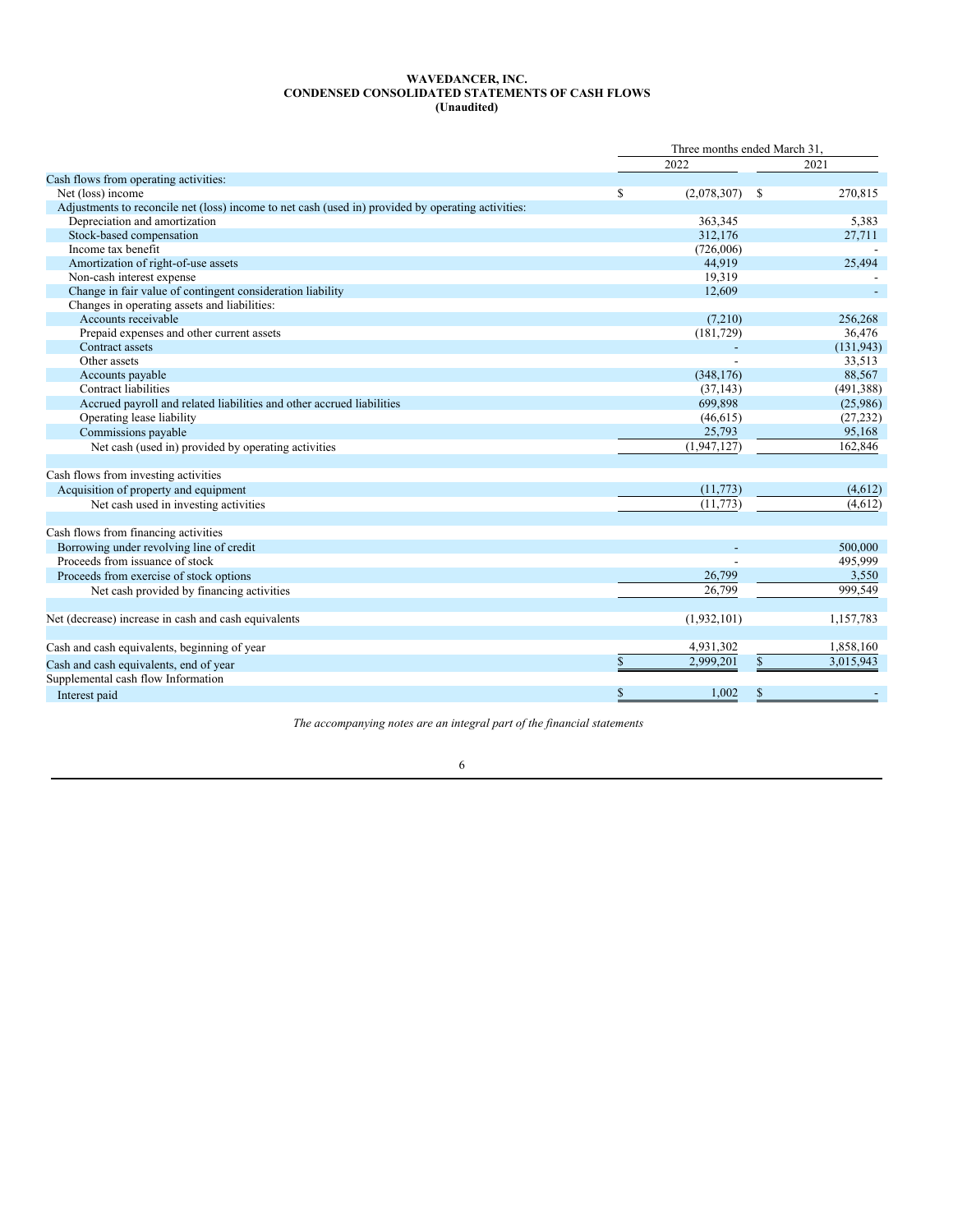**WAVEDANCER, INC.**
**CONDENSED CONSOLIDATED STATEMENTS OF CASH FLOWS**
**(Unaudited)**

| | Three months ended March 31, | |
|---|---|---|
| | 2022 | 2021 |
| Cash flows from operating activities: | | |
| Net (loss) income | $ (2,078,307) | $ 270,815 |
| Adjustments to reconcile net (loss) income to net cash (used in) provided by operating activities: | | |
| Depreciation and amortization | 363,345 | 5,383 |
| Stock-based compensation | 312,176 | 27,711 |
| Income tax benefit | (726,006) | - |
| Amortization of right-of-use assets | 44,919 | 25,494 |
| Non-cash interest expense | 19,319 | - |
| Change in fair value of contingent consideration liability | 12,609 | - |
| Changes in operating assets and liabilities: | | |
| Accounts receivable | (7,210) | 256,268 |
| Prepaid expenses and other current assets | (181,729) | 36,476 |
| Contract assets | - | (131,943) |
| Other assets | - | 33,513 |
| Accounts payable | (348,176) | 88,567 |
| Contract liabilities | (37,143) | (491,388) |
| Accrued payroll and related liabilities and other accrued liabilities | 699,898 | (25,986) |
| Operating lease liability | (46,615) | (27,232) |
| Commissions payable | 25,793 | 95,168 |
| Net cash (used in) provided by operating activities | (1,947,127) | 162,846 |
| | | |
| Cash flows from investing activities | | |
| Acquisition of property and equipment | (11,773) | (4,612) |
| Net cash used in investing activities | (11,773) | (4,612) |
| | | |
| Cash flows from financing activities | | |
| Borrowing under revolving line of credit | - | 500,000 |
| Proceeds from issuance of stock | - | 495,999 |
| Proceeds from exercise of stock options | 26,799 | 3,550 |
| Net cash provided by financing activities | 26,799 | 999,549 |
| | | |
| Net (decrease) increase in cash and cash equivalents | (1,932,101) | 1,157,783 |
| | | |
| Cash and cash equivalents, beginning of year | 4,931,302 | 1,858,160 |
| Cash and cash equivalents, end of year | $ 2,999,201 | $ 3,015,943 |
| Supplemental cash flow Information | | |
| Interest paid | $ 1,002 | $ - |

*The accompanying notes are an integral part of the financial statements*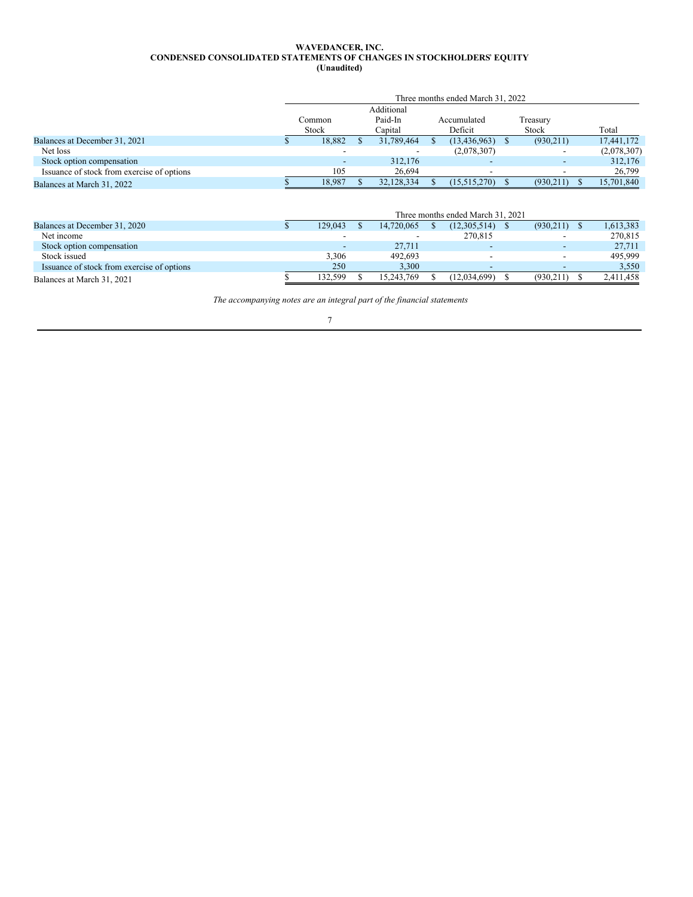**WAVEDANCER, INC.**
**CONDENSED CONSOLIDATED STATEMENTS OF CHANGES IN STOCKHOLDERS' EQUITY**
**(Unaudited)**

| | Three months ended March 31, 2022 | | | | |
|---|---|---|---|---|---|
| | Common Stock | Additional Paid-In Capital | Accumulated Deficit | Treasury Stock | Total |
| Balances at December 31, 2021 | $ 18,882 | $ 31,789,464 | $ (13,436,963) | $ (930,211) | 17,441,172 |
| Net loss | - | - | (2,078,307) | - | (2,078,307) |
| Stock option compensation | - | 312,176 | - | - | 312,176 |
| Issuance of stock from exercise of options | 105 | 26,694 | - | - | 26,799 |
| Balances at March 31, 2022 | $ 18,987 | $ 32,128,334 | $ (15,515,270) | $ (930,211) | $ 15,701,840 |

| | Three months ended March 31, 2021 | | | | |
|---|---|---|---|---|---|
| Balances at December 31, 2020 | $ 129,043 | $ 14,720,065 | $ (12,305,514) | $ (930,211) | $ 1,613,383 |
| Net income | - | - | 270,815 | - | 270,815 |
| Stock option compensation | - | 27,711 | - | - | 27,711 |
| Stock issued | 3,306 | 492,693 | - | - | 495,999 |
| Issuance of stock from exercise of options | 250 | 3,300 | - | - | 3,550 |
| Balances at March 31, 2021 | $ 132,599 | $ 15,243,769 | $ (12,034,699) | $ (930,211) | $ 2,411,458 |

*The accompanying notes are an integral part of the financial statements*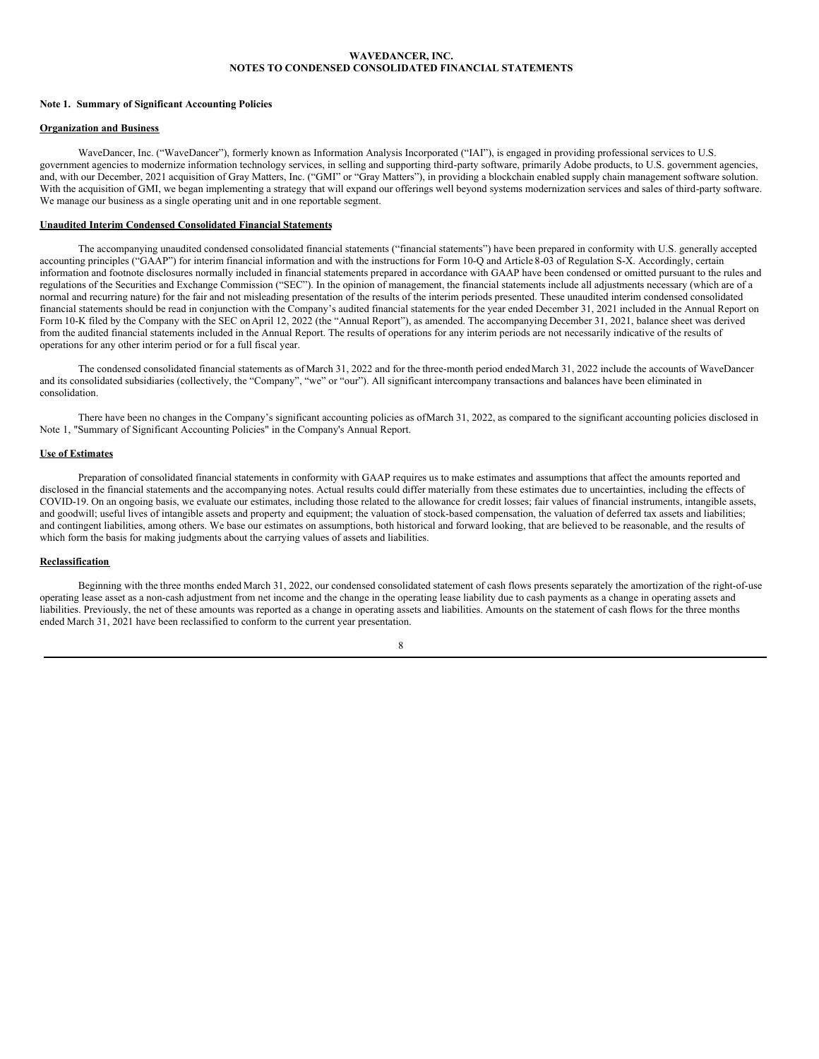**WAVEDANCER, INC.**
**NOTES TO CONDENSED CONSOLIDATED FINANCIAL STATEMENTS**

**Note 1. Summary of Significant Accounting Policies**

**Organization and Business**

WaveDancer, Inc. ("WaveDancer"), formerly known as Information Analysis Incorporated ("IAI"), is engaged in providing professional services to U.S. government agencies to modernize information technology services, in selling and supporting third-party software, primarily Adobe products, to U.S. government agencies, and, with our December, 2021 acquisition of Gray Matters, Inc. ("GMI" or "Gray Matters"), in providing a blockchain enabled supply chain management software solution. With the acquisition of GMI, we began implementing a strategy that will expand our offerings well beyond systems modernization services and sales of third-party software. We manage our business as a single operating unit and in one reportable segment.

**Unaudited Interim Condensed Consolidated Financial Statements**

The accompanying unaudited condensed consolidated financial statements ("financial statements") have been prepared in conformity with U.S. generally accepted accounting principles ("GAAP") for interim financial information and with the instructions for Form 10-Q and Article 8-03 of Regulation S-X. Accordingly, certain information and footnote disclosures normally included in financial statements prepared in accordance with GAAP have been condensed or omitted pursuant to the rules and regulations of the Securities and Exchange Commission ("SEC"). In the opinion of management, the financial statements include all adjustments necessary (which are of a normal and recurring nature) for the fair and not misleading presentation of the results of the interim periods presented. These unaudited interim condensed consolidated financial statements should be read in conjunction with the Company's audited financial statements for the year ended December 31, 2021 included in the Annual Report on Form 10-K filed by the Company with the SEC on April 12, 2022 (the "Annual Report"), as amended. The accompanying December 31, 2021, balance sheet was derived from the audited financial statements included in the Annual Report. The results of operations for any interim periods are not necessarily indicative of the results of operations for any other interim period or for a full fiscal year.

The condensed consolidated financial statements as of March 31, 2022 and for the three-month period ended March 31, 2022 include the accounts of WaveDancer and its consolidated subsidiaries (collectively, the "Company", "we" or "our"). All significant intercompany transactions and balances have been eliminated in consolidation.

There have been no changes in the Company's significant accounting policies as of March 31, 2022, as compared to the significant accounting policies disclosed in Note 1, "Summary of Significant Accounting Policies" in the Company's Annual Report.

**Use of Estimates**

Preparation of consolidated financial statements in conformity with GAAP requires us to make estimates and assumptions that affect the amounts reported and disclosed in the financial statements and the accompanying notes. Actual results could differ materially from these estimates due to uncertainties, including the effects of COVID-19. On an ongoing basis, we evaluate our estimates, including those related to the allowance for credit losses; fair values of financial instruments, intangible assets, and goodwill; useful lives of intangible assets and property and equipment; the valuation of stock-based compensation, the valuation of deferred tax assets and liabilities; and contingent liabilities, among others. We base our estimates on assumptions, both historical and forward looking, that are believed to be reasonable, and the results of which form the basis for making judgments about the carrying values of assets and liabilities.

**Reclassification**

Beginning with the three months ended March 31, 2022, our condensed consolidated statement of cash flows presents separately the amortization of the right-of-use operating lease asset as a non-cash adjustment from net income and the change in the operating lease liability due to cash payments as a change in operating assets and liabilities. Previously, the net of these amounts was reported as a change in operating assets and liabilities. Amounts on the statement of cash flows for the three months ended March 31, 2021 have been reclassified to conform to the current year presentation.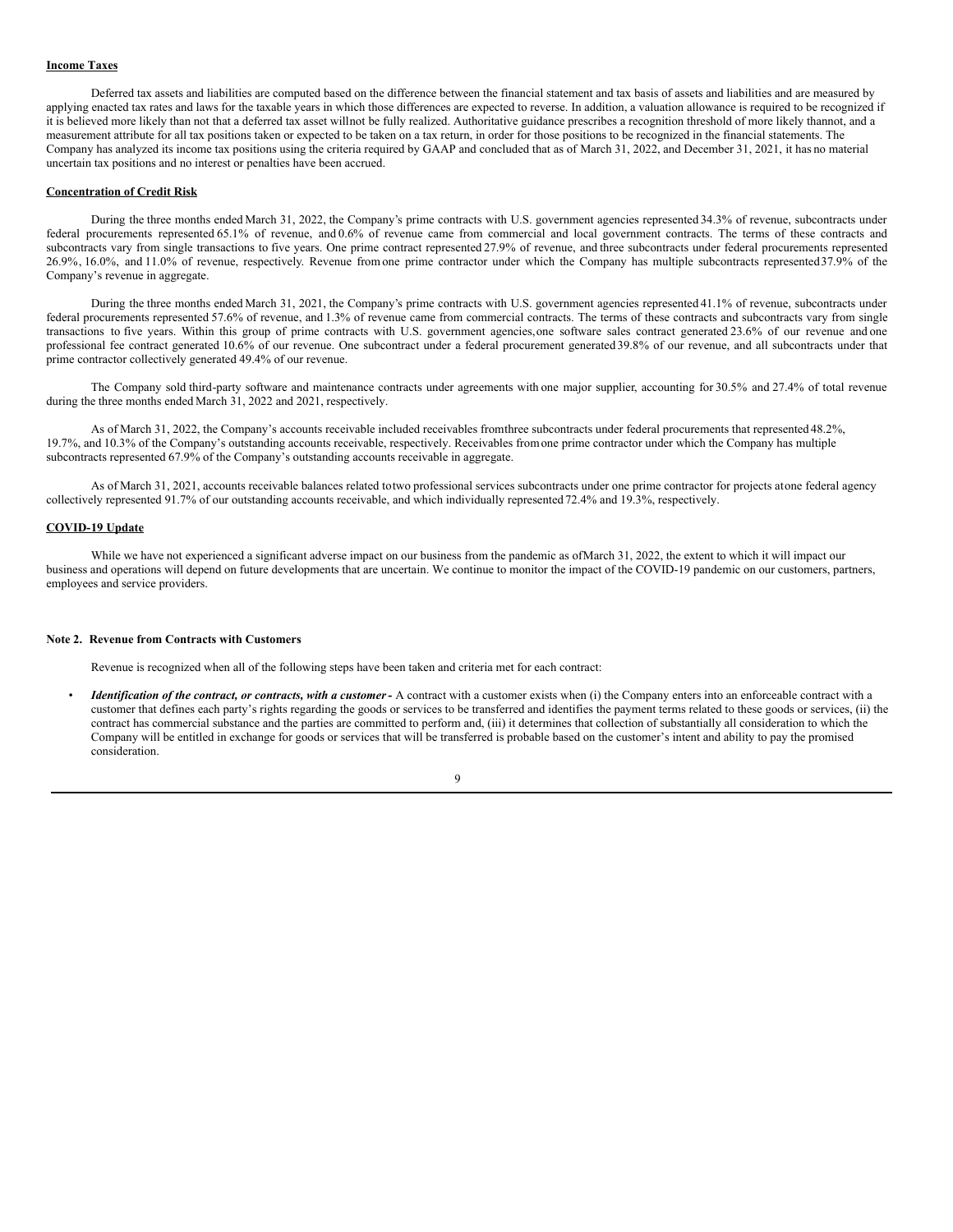**Income Taxes**

Deferred tax assets and liabilities are computed based on the difference between the financial statement and tax basis of assets and liabilities and are measured by applying enacted tax rates and laws for the taxable years in which those differences are expected to reverse. In addition, a valuation allowance is required to be recognized if it is believed more likely than not that a deferred tax asset will not be fully realized. Authoritative guidance prescribes a recognition threshold of more likely than not, and a measurement attribute for all tax positions taken or expected to be taken on a tax return, in order for those positions to be recognized in the financial statements. The Company has analyzed its income tax positions using the criteria required by GAAP and concluded that as of March 31, 2022, and December 31, 2021, it has no material uncertain tax positions and no interest or penalties have been accrued.

**Concentration of Credit Risk**

During the three months ended March 31, 2022, the Company's prime contracts with U.S. government agencies represented 34.3% of revenue, subcontracts under federal procurements represented 65.1% of revenue, and 0.6% of revenue came from commercial and local government contracts. The terms of these contracts and subcontracts vary from single transactions to five years. One prime contract represented 27.9% of revenue, and three subcontracts under federal procurements represented 26.9%, 16.0%, and 11.0% of revenue, respectively. Revenue from one prime contractor under which the Company has multiple subcontracts represented 37.9% of the Company's revenue in aggregate.

During the three months ended March 31, 2021, the Company's prime contracts with U.S. government agencies represented 41.1% of revenue, subcontracts under federal procurements represented 57.6% of revenue, and 1.3% of revenue came from commercial contracts. The terms of these contracts and subcontracts vary from single transactions to five years. Within this group of prime contracts with U.S. government agencies, one software sales contract generated 23.6% of our revenue and one professional fee contract generated 10.6% of our revenue. One subcontract under a federal procurement generated 39.8% of our revenue, and all subcontracts under that prime contractor collectively generated 49.4% of our revenue.

The Company sold third-party software and maintenance contracts under agreements with one major supplier, accounting for 30.5% and 27.4% of total revenue during the three months ended March 31, 2022 and 2021, respectively.

As of March 31, 2022, the Company's accounts receivable included receivables from three subcontracts under federal procurements that represented 48.2%, 19.7%, and 10.3% of the Company's outstanding accounts receivable, respectively. Receivables from one prime contractor under which the Company has multiple subcontracts represented 67.9% of the Company's outstanding accounts receivable in aggregate.

As of March 31, 2021, accounts receivable balances related to two professional services subcontracts under one prime contractor for projects at one federal agency collectively represented 91.7% of our outstanding accounts receivable, and which individually represented 72.4% and 19.3%, respectively.

**COVID-19 Update**

While we have not experienced a significant adverse impact on our business from the pandemic as of March 31, 2022, the extent to which it will impact our business and operations will depend on future developments that are uncertain. We continue to monitor the impact of the COVID-19 pandemic on our customers, partners, employees and service providers.

**Note 2. Revenue from Contracts with Customers**

Revenue is recognized when all of the following steps have been taken and criteria met for each contract:

- ***Identification of the contract, or contracts, with a customer*** **-** A contract with a customer exists when (i) the Company enters into an enforceable contract with a customer that defines each party's rights regarding the goods or services to be transferred and identifies the payment terms related to these goods or services, (ii) the contract has commercial substance and the parties are committed to perform and, (iii) it determines that collection of substantially all consideration to which the Company will be entitled in exchange for goods or services that will be transferred is probable based on the customer's intent and ability to pay the promised consideration.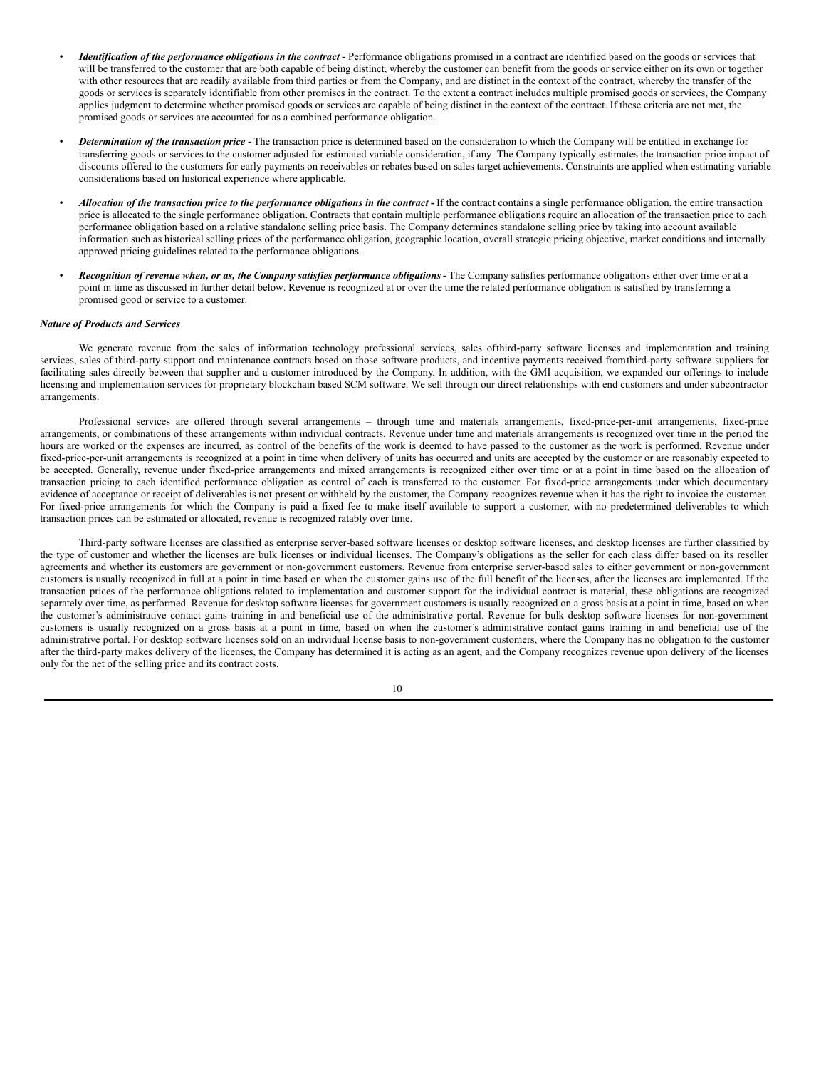- ***Identification of the performance obligations in the contract -*** Performance obligations promised in a contract are identified based on the goods or services that will be transferred to the customer that are both capable of being distinct, whereby the customer can benefit from the goods or service either on its own or together with other resources that are readily available from third parties or from the Company, and are distinct in the context of the contract, whereby the transfer of the goods or services is separately identifiable from other promises in the contract. To the extent a contract includes multiple promised goods or services, the Company applies judgment to determine whether promised goods or services are capable of being distinct in the context of the contract. If these criteria are not met, the promised goods or services are accounted for as a combined performance obligation.

- ***Determination of the transaction price -*** The transaction price is determined based on the consideration to which the Company will be entitled in exchange for transferring goods or services to the customer adjusted for estimated variable consideration, if any. The Company typically estimates the transaction price impact of discounts offered to the customers for early payments on receivables or rebates based on sales target achievements. Constraints are applied when estimating variable considerations based on historical experience where applicable.

- ***Allocation of the transaction price to the performance obligations in the contract -*** If the contract contains a single performance obligation, the entire transaction price is allocated to the single performance obligation. Contracts that contain multiple performance obligations require an allocation of the transaction price to each performance obligation based on a relative standalone selling price basis. The Company determines standalone selling price by taking into account available information such as historical selling prices of the performance obligation, geographic location, overall strategic pricing objective, market conditions and internally approved pricing guidelines related to the performance obligations.

- ***Recognition of revenue when, or as, the Company satisfies performance obligations -*** The Company satisfies performance obligations either over time or at a point in time as discussed in further detail below. Revenue is recognized at or over the time the related performance obligation is satisfied by transferring a promised good or service to a customer.

***Nature of Products and Services***

We generate revenue from the sales of information technology professional services, sales of third-party software licenses and implementation and training services, sales of third-party support and maintenance contracts based on those software products, and incentive payments received from third-party software suppliers for facilitating sales directly between that supplier and a customer introduced by the Company. In addition, with the GMI acquisition, we expanded our offerings to include licensing and implementation services for proprietary blockchain based SCM software. We sell through our direct relationships with end customers and under subcontractor arrangements.

Professional services are offered through several arrangements – through time and materials arrangements, fixed-price-per-unit arrangements, fixed-price arrangements, or combinations of these arrangements within individual contracts. Revenue under time and materials arrangements is recognized over time in the period the hours are worked or the expenses are incurred, as control of the benefits of the work is deemed to have passed to the customer as the work is performed. Revenue under fixed-price-per-unit arrangements is recognized at a point in time when delivery of units has occurred and units are accepted by the customer or are reasonably expected to be accepted. Generally, revenue under fixed-price arrangements and mixed arrangements is recognized either over time or at a point in time based on the allocation of transaction pricing to each identified performance obligation as control of each is transferred to the customer. For fixed-price arrangements under which documentary evidence of acceptance or receipt of deliverables is not present or withheld by the customer, the Company recognizes revenue when it has the right to invoice the customer. For fixed-price arrangements for which the Company is paid a fixed fee to make itself available to support a customer, with no predetermined deliverables to which transaction prices can be estimated or allocated, revenue is recognized ratably over time.

Third-party software licenses are classified as enterprise server-based software licenses or desktop software licenses, and desktop licenses are further classified by the type of customer and whether the licenses are bulk licenses or individual licenses. The Company's obligations as the seller for each class differ based on its reseller agreements and whether its customers are government or non-government customers. Revenue from enterprise server-based sales to either government or non-government customers is usually recognized in full at a point in time based on when the customer gains use of the full benefit of the licenses, after the licenses are implemented. If the transaction prices of the performance obligations related to implementation and customer support for the individual contract is material, these obligations are recognized separately over time, as performed. Revenue for desktop software licenses for government customers is usually recognized on a gross basis at a point in time, based on when the customer's administrative contact gains training in and beneficial use of the administrative portal. Revenue for bulk desktop software licenses for non-government customers is usually recognized on a gross basis at a point in time, based on when the customer's administrative contact gains training in and beneficial use of the administrative portal. For desktop software licenses sold on an individual license basis to non-government customers, where the Company has no obligation to the customer after the third-party makes delivery of the licenses, the Company has determined it is acting as an agent, and the Company recognizes revenue upon delivery of the licenses only for the net of the selling price and its contract costs.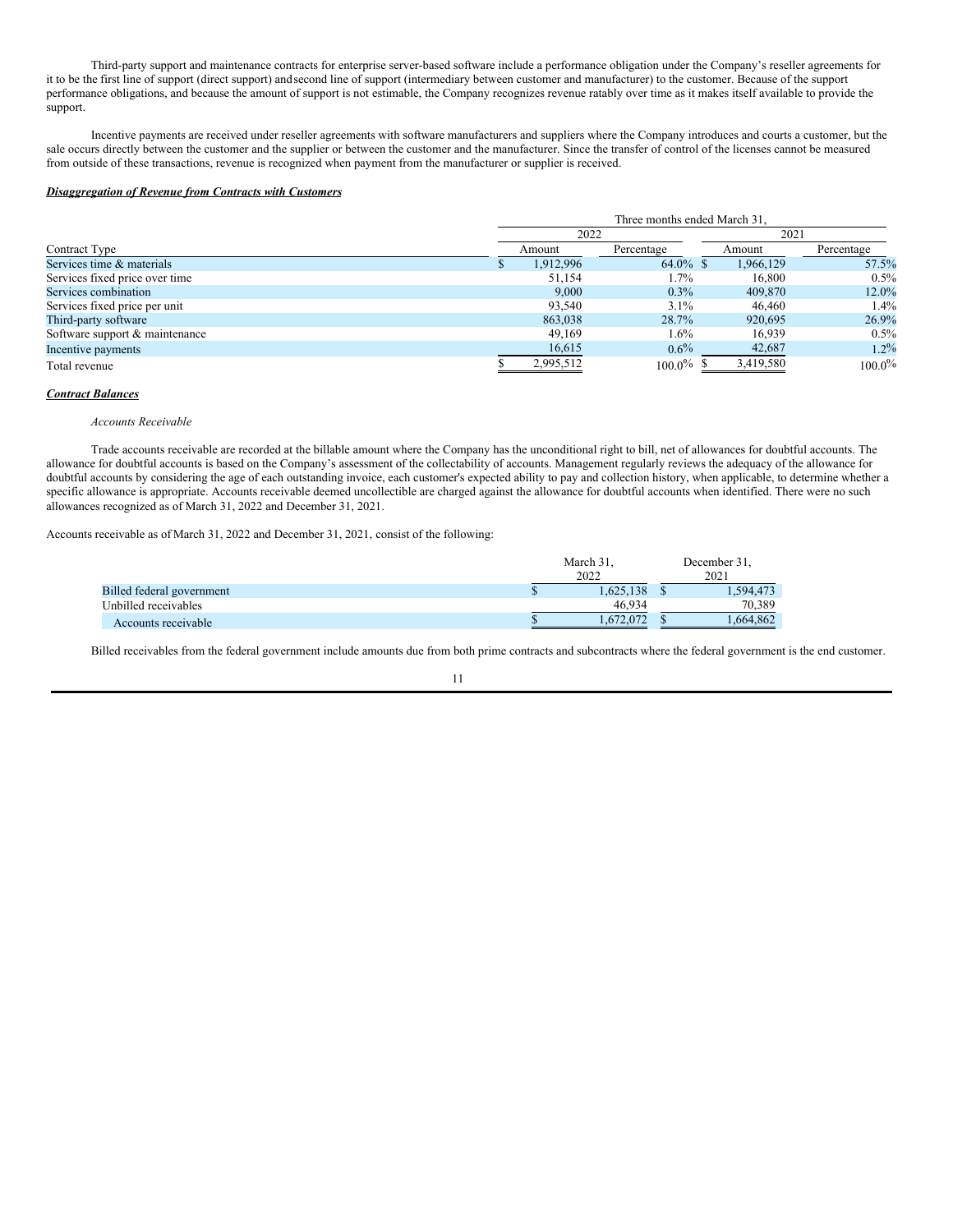Third-party support and maintenance contracts for enterprise server-based software include a performance obligation under the Company's reseller agreements for it to be the first line of support (direct support) and second line of support (intermediary between customer and manufacturer) to the customer. Because of the support performance obligations, and because the amount of support is not estimable, the Company recognizes revenue ratably over time as it makes itself available to provide the support.

Incentive payments are received under reseller agreements with software manufacturers and suppliers where the Company introduces and courts a customer, but the sale occurs directly between the customer and the supplier or between the customer and the manufacturer. Since the transfer of control of the licenses cannot be measured from outside of these transactions, revenue is recognized when payment from the manufacturer or supplier is received.

***Disaggregation of Revenue from Contracts with Customers***

| | Three months ended March 31, | | | |
|---|---|---|---|---|
| | 2022 | | 2021 | |
| Contract Type | Amount | Percentage | Amount | Percentage |
| Services time & materials | $ 1,912,996 | 64.0% | $ 1,966,129 | 57.5% |
| Services fixed price over time | 51,154 | 1.7% | 16,800 | 0.5% |
| Services combination | 9,000 | 0.3% | 409,870 | 12.0% |
| Services fixed price per unit | 93,540 | 3.1% | 46,460 | 1.4% |
| Third-party software | 863,038 | 28.7% | 920,695 | 26.9% |
| Software support & maintenance | 49,169 | 1.6% | 16,939 | 0.5% |
| Incentive payments | 16,615 | 0.6% | 42,687 | 1.2% |
| Total revenue | $ 2,995,512 | 100.0% | $ 3,419,580 | 100.0% |

***Contract Balances***

*Accounts Receivable*

Trade accounts receivable are recorded at the billable amount where the Company has the unconditional right to bill, net of allowances for doubtful accounts. The allowance for doubtful accounts is based on the Company's assessment of the collectability of accounts. Management regularly reviews the adequacy of the allowance for doubtful accounts by considering the age of each outstanding invoice, each customer's expected ability to pay and collection history, when applicable, to determine whether a specific allowance is appropriate. Accounts receivable deemed uncollectible are charged against the allowance for doubtful accounts when identified. There were no such allowances recognized as of March 31, 2022 and December 31, 2021.

Accounts receivable as of March 31, 2022 and December 31, 2021, consist of the following:

| | March 31, 2022 | December 31, 2021 |
|---|---|---|
| Billed federal government | $ 1,625,138 | $ 1,594,473 |
| Unbilled receivables | 46,934 | 70,389 |
| Accounts receivable | $ 1,672,072 | $ 1,664,862 |

Billed receivables from the federal government include amounts due from both prime contracts and subcontracts where the federal government is the end customer.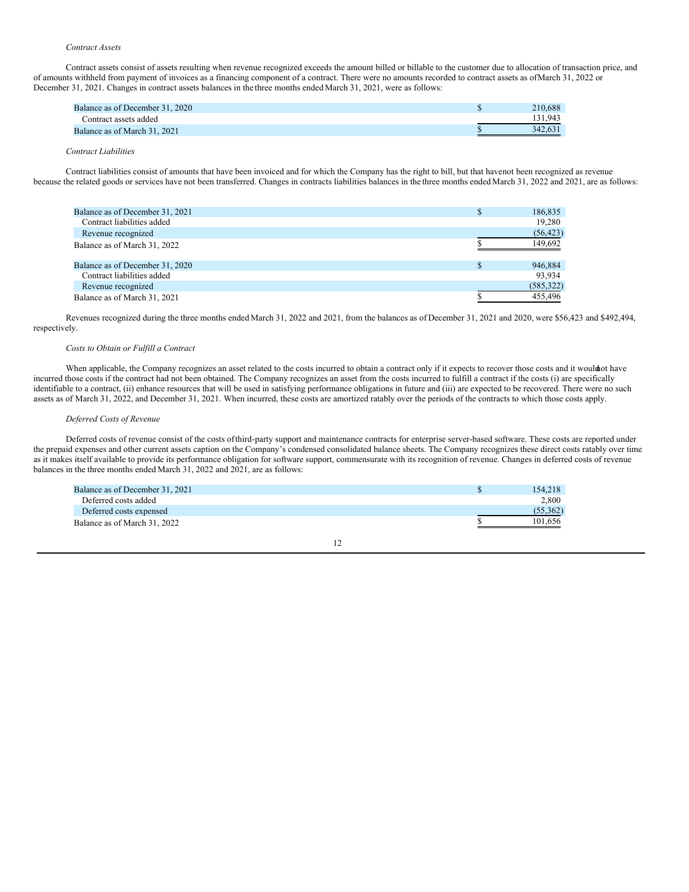*Contract Assets*

Contract assets consist of assets resulting when revenue recognized exceeds the amount billed or billable to the customer due to allocation of transaction price, and of amounts withheld from payment of invoices as a financing component of a contract. There were no amounts recorded to contract assets as of March 31, 2022 or December 31, 2021. Changes in contract assets balances in the three months ended March 31, 2021, were as follows:

| | | |
|---|---|---|
| Balance as of December 31, 2020 | $ | 210,688 |
| Contract assets added | | 131,943 |
| Balance as of March 31, 2021 | $ | 342,631 |

*Contract Liabilities*

Contract liabilities consist of amounts that have been invoiced and for which the Company has the right to bill, but that have not been recognized as revenue because the related goods or services have not been transferred. Changes in contracts liabilities balances in the three months ended March 31, 2022 and 2021, are as follows:

| | | |
|---|---|---|
| Balance as of December 31, 2021 | $ | 186,835 |
| Contract liabilities added | | 19,280 |
| Revenue recognized | | (56,423) |
| Balance as of March 31, 2022 | $ | 149,692 |
| | | |
| Balance as of December 31, 2020 | $ | 946,884 |
| Contract liabilities added | | 93,934 |
| Revenue recognized | | (585,322) |
| Balance as of March 31, 2021 | $ | 455,496 |

Revenues recognized during the three months ended March 31, 2022 and 2021, from the balances as of December 31, 2021 and 2020, were $56,423 and $492,494, respectively.

*Costs to Obtain or Fulfill a Contract*

When applicable, the Company recognizes an asset related to the costs incurred to obtain a contract only if it expects to recover those costs and it would not have incurred those costs if the contract had not been obtained. The Company recognizes an asset from the costs incurred to fulfill a contract if the costs (i) are specifically identifiable to a contract, (ii) enhance resources that will be used in satisfying performance obligations in future and (iii) are expected to be recovered. There were no such assets as of March 31, 2022, and December 31, 2021. When incurred, these costs are amortized ratably over the periods of the contracts to which those costs apply.

*Deferred Costs of Revenue*

Deferred costs of revenue consist of the costs of third-party support and maintenance contracts for enterprise server-based software. These costs are reported under the prepaid expenses and other current assets caption on the Company's condensed consolidated balance sheets. The Company recognizes these direct costs ratably over time as it makes itself available to provide its performance obligation for software support, commensurate with its recognition of revenue. Changes in deferred costs of revenue balances in the three months ended March 31, 2022 and 2021, are as follows:

| | | |
|---|---|---|
| Balance as of December 31, 2021 | $ | 154,218 |
| Deferred costs added | | 2,800 |
| Deferred costs expensed | | (55,362) |
| Balance as of March 31, 2022 | $ | 101,656 |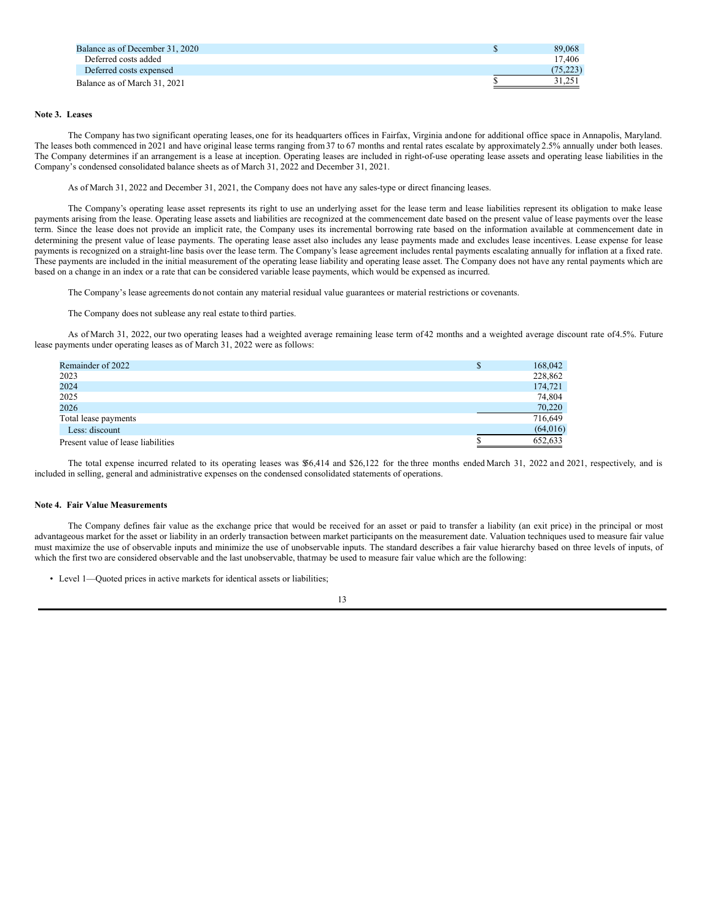| | | |
|---|---|---|
| Balance as of December 31, 2020 | $ | 89,068 |
| Deferred costs added | | 17,406 |
| Deferred costs expensed | | (75,223) |
| Balance as of March 31, 2021 | $ | 31,251 |

**Note 3. Leases**

The Company has two significant operating leases, one for its headquarters offices in Fairfax, Virginia and one for additional office space in Annapolis, Maryland. The leases both commenced in 2021 and have original lease terms ranging from 37 to 67 months and rental rates escalate by approximately 2.5% annually under both leases. The Company determines if an arrangement is a lease at inception. Operating leases are included in right-of-use operating lease assets and operating lease liabilities in the Company's condensed consolidated balance sheets as of March 31, 2022 and December 31, 2021.

As of March 31, 2022 and December 31, 2021, the Company does not have any sales-type or direct financing leases.

The Company's operating lease asset represents its right to use an underlying asset for the lease term and lease liabilities represent its obligation to make lease payments arising from the lease. Operating lease assets and liabilities are recognized at the commencement date based on the present value of lease payments over the lease term. Since the lease does not provide an implicit rate, the Company uses its incremental borrowing rate based on the information available at commencement date in determining the present value of lease payments. The operating lease asset also includes any lease payments made and excludes lease incentives. Lease expense for lease payments is recognized on a straight-line basis over the lease term. The Company's lease agreement includes rental payments escalating annually for inflation at a fixed rate. These payments are included in the initial measurement of the operating lease liability and operating lease asset. The Company does not have any rental payments which are based on a change in an index or a rate that can be considered variable lease payments, which would be expensed as incurred.

The Company's lease agreements do not contain any material residual value guarantees or material restrictions or covenants.

The Company does not sublease any real estate to third parties.

As of March 31, 2022, our two operating leases had a weighted average remaining lease term of 42 months and a weighted average discount rate of 4.5%. Future lease payments under operating leases as of March 31, 2022 were as follows:

| | | |
|---|---|---|
| Remainder of 2022 | $ | 168,042 |
| 2023 | | 228,862 |
| 2024 | | 174,721 |
| 2025 | | 74,804 |
| 2026 | | 70,220 |
| Total lease payments | | 716,649 |
| Less: discount | | (64,016) |
| Present value of lease liabilities | $ | 652,633 |

The total expense incurred related to its operating leases was $56,414 and $26,122 for the three months ended March 31, 2022 and 2021, respectively, and is included in selling, general and administrative expenses on the condensed consolidated statements of operations.

**Note 4. Fair Value Measurements**

The Company defines fair value as the exchange price that would be received for an asset or paid to transfer a liability (an exit price) in the principal or most advantageous market for the asset or liability in an orderly transaction between market participants on the measurement date. Valuation techniques used to measure fair value must maximize the use of observable inputs and minimize the use of unobservable inputs. The standard describes a fair value hierarchy based on three levels of inputs, of which the first two are considered observable and the last unobservable, that may be used to measure fair value which are the following:

- Level 1—Quoted prices in active markets for identical assets or liabilities;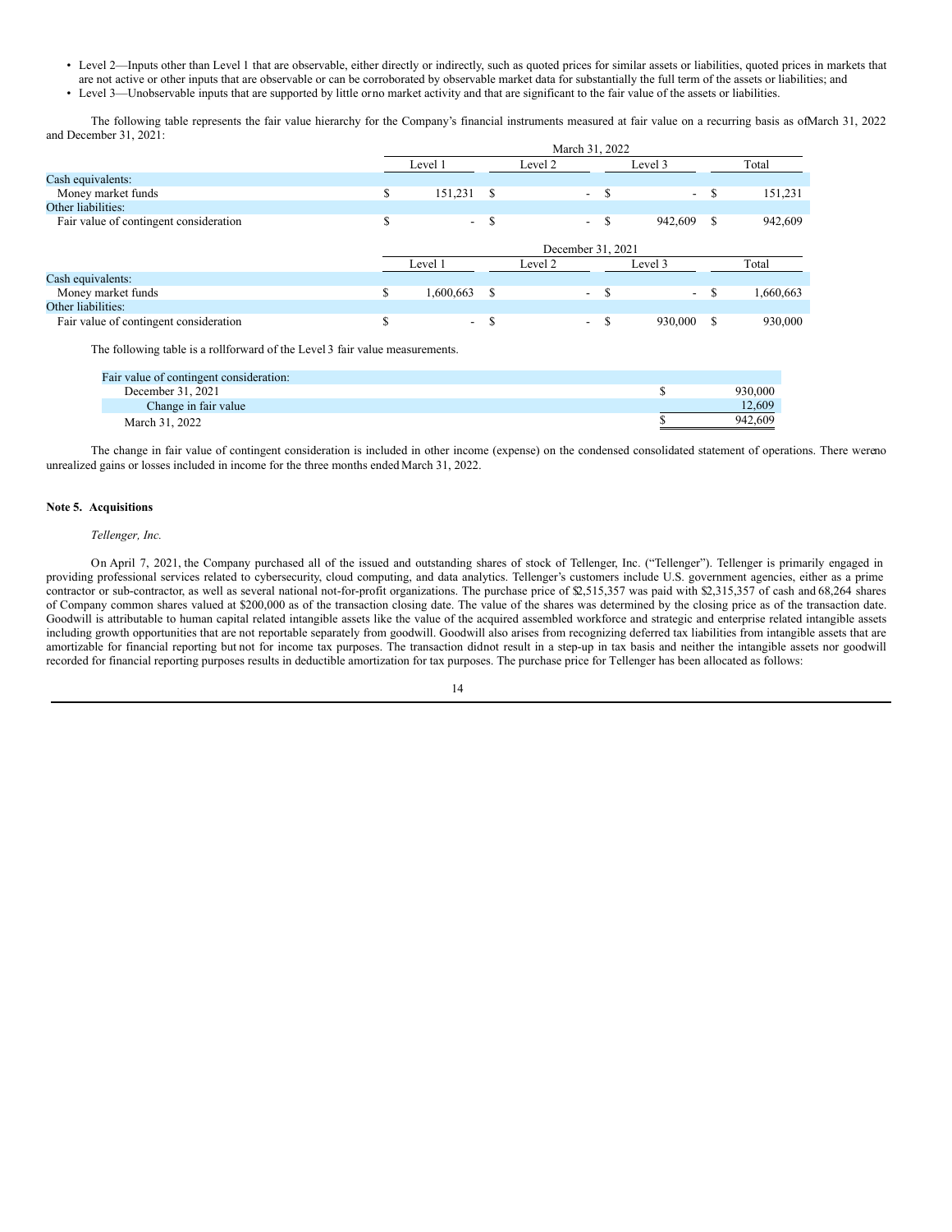- Level 2—Inputs other than Level 1 that are observable, either directly or indirectly, such as quoted prices for similar assets or liabilities, quoted prices in markets that are not active or other inputs that are observable or can be corroborated by observable market data for substantially the full term of the assets or liabilities; and
- Level 3—Unobservable inputs that are supported by little or no market activity and that are significant to the fair value of the assets or liabilities.

The following table represents the fair value hierarchy for the Company's financial instruments measured at fair value on a recurring basis as of March 31, 2022 and December 31, 2021:

| | March 31, 2022 | | | |
|---|---|---|---|---|
| | Level 1 | Level 2 | Level 3 | Total |
| Cash equivalents: | | | | |
| Money market funds | $ 151,231 | $ - | $ - | $ 151,231 |
| Other liabilities: | | | | |
| Fair value of contingent consideration | $ - | $ - | $ 942,609 | $ 942,609 |

| | December 31, 2021 | | | |
|---|---|---|---|---|
| | Level 1 | Level 2 | Level 3 | Total |
| Cash equivalents: | | | | |
| Money market funds | $ 1,600,663 | $ - | $ - | $ 1,660,663 |
| Other liabilities: | | | | |
| Fair value of contingent consideration | $ - | $ - | $ 930,000 | $ 930,000 |

The following table is a rollforward of the Level 3 fair value measurements.

| | |
|---|---|
| Fair value of contingent consideration: | |
| December 31, 2021 | $ 930,000 |
| Change in fair value | 12,609 |
| March 31, 2022 | $ 942,609 |

The change in fair value of contingent consideration is included in other income (expense) on the condensed consolidated statement of operations. There were no unrealized gains or losses included in income for the three months ended March 31, 2022.

## Note 5. Acquisitions

*Tellenger, Inc.*

On April 7, 2021, the Company purchased all of the issued and outstanding shares of stock of Tellenger, Inc. ("Tellenger"). Tellenger is primarily engaged in providing professional services related to cybersecurity, cloud computing, and data analytics. Tellenger's customers include U.S. government agencies, either as a prime contractor or sub-contractor, as well as several national not-for-profit organizations. The purchase price of $2,515,357 was paid with $2,315,357 of cash and 68,264 shares of Company common shares valued at $200,000 as of the transaction closing date. The value of the shares was determined by the closing price as of the transaction date. Goodwill is attributable to human capital related intangible assets like the value of the acquired assembled workforce and strategic and enterprise related intangible assets including growth opportunities that are not reportable separately from goodwill. Goodwill also arises from recognizing deferred tax liabilities from intangible assets that are amortizable for financial reporting but not for income tax purposes. The transaction did not result in a step-up in tax basis and neither the intangible assets nor goodwill recorded for financial reporting purposes results in deductible amortization for tax purposes. The purchase price for Tellenger has been allocated as follows: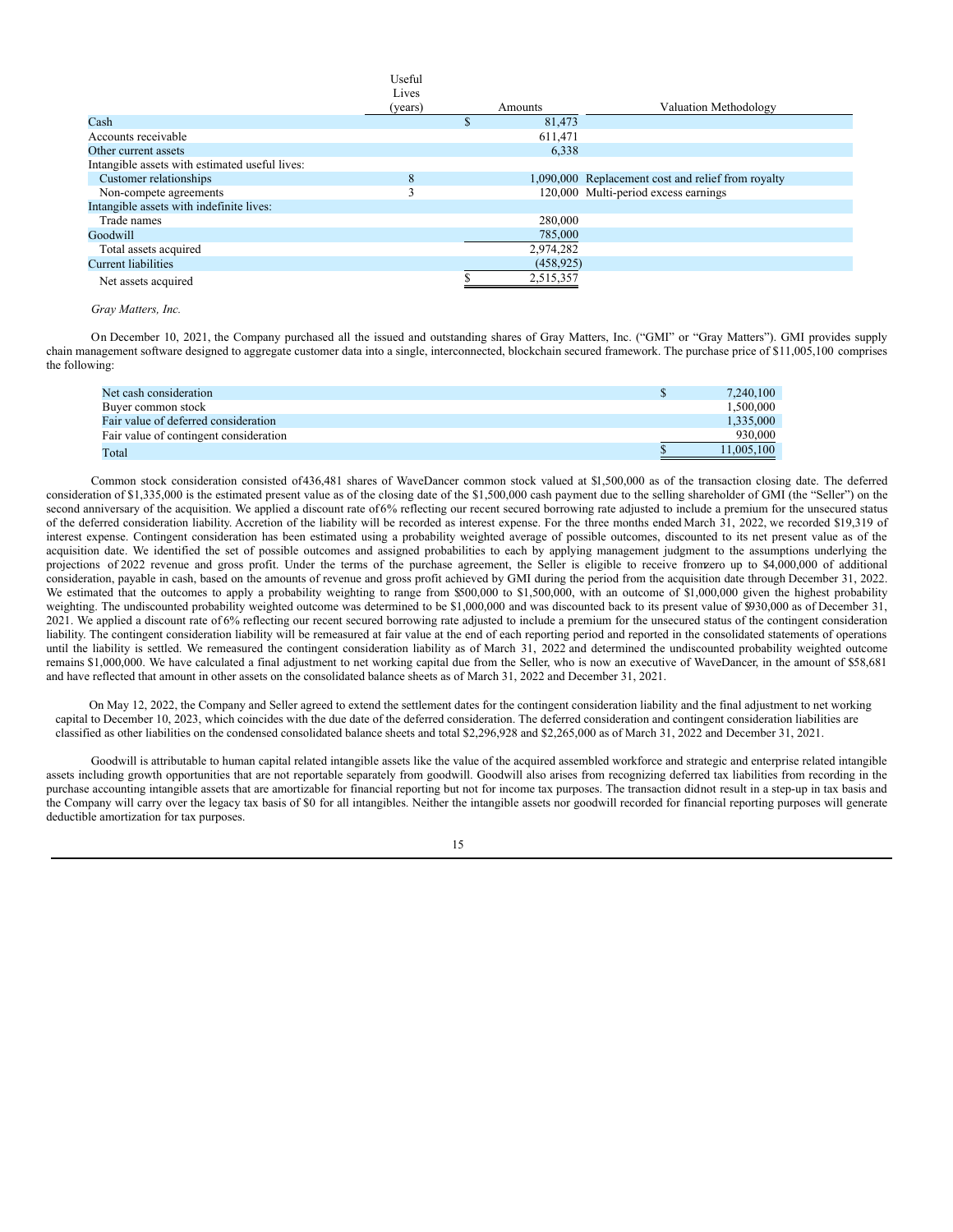|  | Useful Lives (years) | Amounts | Valuation Methodology |
|---|---|---|---|
| Cash |  | $ 81,473 |  |
| Accounts receivable |  | 611,471 |  |
| Other current assets |  | 6,338 |  |
| Intangible assets with estimated useful lives: |  |  |  |
| Customer relationships | 8 | 1,090,000 | Replacement cost and relief from royalty |
| Non-compete agreements | 3 | 120,000 | Multi-period excess earnings |
| Intangible assets with indefinite lives: |  |  |  |
| Trade names |  | 280,000 |  |
| Goodwill |  | 785,000 |  |
| Total assets acquired |  | 2,974,282 |  |
| Current liabilities |  | (458,925) |  |
| Net assets acquired |  | $ 2,515,357 |  |

*Gray Matters, Inc.*

On December 10, 2021, the Company purchased all the issued and outstanding shares of Gray Matters, Inc. ("GMI" or "Gray Matters"). GMI provides supply chain management software designed to aggregate customer data into a single, interconnected, blockchain secured framework. The purchase price of $11,005,100 comprises the following:

|  |  |
|---|---|
| Net cash consideration | $ 7,240,100 |
| Buyer common stock | 1,500,000 |
| Fair value of deferred consideration | 1,335,000 |
| Fair value of contingent consideration | 930,000 |
| Total | $ 11,005,100 |

Common stock consideration consisted of 436,481 shares of WaveDancer common stock valued at $1,500,000 as of the transaction closing date. The deferred consideration of $1,335,000 is the estimated present value as of the closing date of the $1,500,000 cash payment due to the selling shareholder of GMI (the "Seller") on the second anniversary of the acquisition. We applied a discount rate of 6% reflecting our recent secured borrowing rate adjusted to include a premium for the unsecured status of the deferred consideration liability. Accretion of the liability will be recorded as interest expense. For the three months ended March 31, 2022, we recorded $19,319 of interest expense. Contingent consideration has been estimated using a probability weighted average of possible outcomes, discounted to its net present value as of the acquisition date. We identified the set of possible outcomes and assigned probabilities to each by applying management judgment to the assumptions underlying the projections of 2022 revenue and gross profit. Under the terms of the purchase agreement, the Seller is eligible to receive from zero up to $4,000,000 of additional consideration, payable in cash, based on the amounts of revenue and gross profit achieved by GMI during the period from the acquisition date through December 31, 2022. We estimated that the outcomes to apply a probability weighting to range from $500,000 to $1,500,000, with an outcome of $1,000,000 given the highest probability weighting. The undiscounted probability weighted outcome was determined to be $1,000,000 and was discounted back to its present value of $930,000 as of December 31, 2021. We applied a discount rate of 6% reflecting our recent secured borrowing rate adjusted to include a premium for the unsecured status of the contingent consideration liability. The contingent consideration liability will be remeasured at fair value at the end of each reporting period and reported in the consolidated statements of operations until the liability is settled. We remeasured the contingent consideration liability as of March 31, 2022 and determined the undiscounted probability weighted outcome remains $1,000,000. We have calculated a final adjustment to net working capital due from the Seller, who is now an executive of WaveDancer, in the amount of $58,681 and have reflected that amount in other assets on the consolidated balance sheets as of March 31, 2022 and December 31, 2021.

On May 12, 2022, the Company and Seller agreed to extend the settlement dates for the contingent consideration liability and the final adjustment to net working capital to December 10, 2023, which coincides with the due date of the deferred consideration. The deferred consideration and contingent consideration liabilities are classified as other liabilities on the condensed consolidated balance sheets and total $2,296,928 and $2,265,000 as of March 31, 2022 and December 31, 2021.

Goodwill is attributable to human capital related intangible assets like the value of the acquired assembled workforce and strategic and enterprise related intangible assets including growth opportunities that are not reportable separately from goodwill. Goodwill also arises from recognizing deferred tax liabilities from recording in the purchase accounting intangible assets that are amortizable for financial reporting but not for income tax purposes. The transaction did not result in a step-up in tax basis and the Company will carry over the legacy tax basis of $0 for all intangibles. Neither the intangible assets nor goodwill recorded for financial reporting purposes will generate deductible amortization for tax purposes.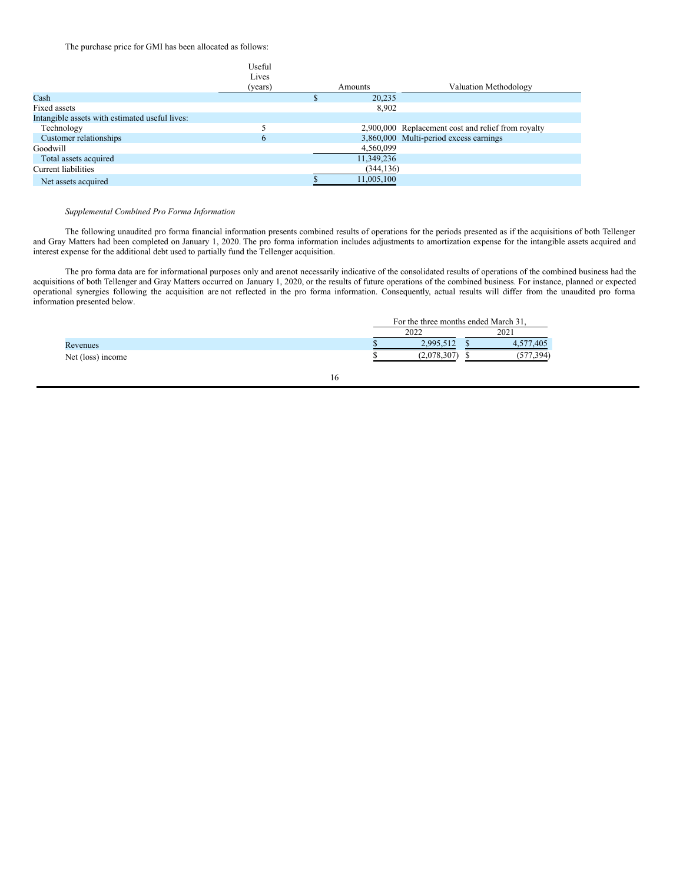The purchase price for GMI has been allocated as follows:

| | Useful Lives (years) | Amounts | Valuation Methodology |
|---|---|---|---|
| Cash | | $ 20,235 | |
| Fixed assets | | 8,902 | |
| Intangible assets with estimated useful lives: | | | |
| Technology | 5 | 2,900,000 | Replacement cost and relief from royalty |
| Customer relationships | 6 | 3,860,000 | Multi-period excess earnings |
| Goodwill | | 4,560,099 | |
| Total assets acquired | | 11,349,236 | |
| Current liabilities | | (344,136) | |
| Net assets acquired | | $ 11,005,100 | |

*Supplemental Combined Pro Forma Information*

The following unaudited pro forma financial information presents combined results of operations for the periods presented as if the acquisitions of both Tellenger and Gray Matters had been completed on January 1, 2020. The pro forma information includes adjustments to amortization expense for the intangible assets acquired and interest expense for the additional debt used to partially fund the Tellenger acquisition.

The pro forma data are for informational purposes only and arenot necessarily indicative of the consolidated results of operations of the combined business had the acquisitions of both Tellenger and Gray Matters occurred on January 1, 2020, or the results of future operations of the combined business. For instance, planned or expected operational synergies following the acquisition are not reflected in the pro forma information. Consequently, actual results will differ from the unaudited pro forma information presented below.

| | For the three months ended March 31, | |
|---|---|---|
| | 2022 | 2021 |
| Revenues | $ 2,995,512 | $ 4,577,405 |
| Net (loss) income | $ (2,078,307) | $ (577,394) |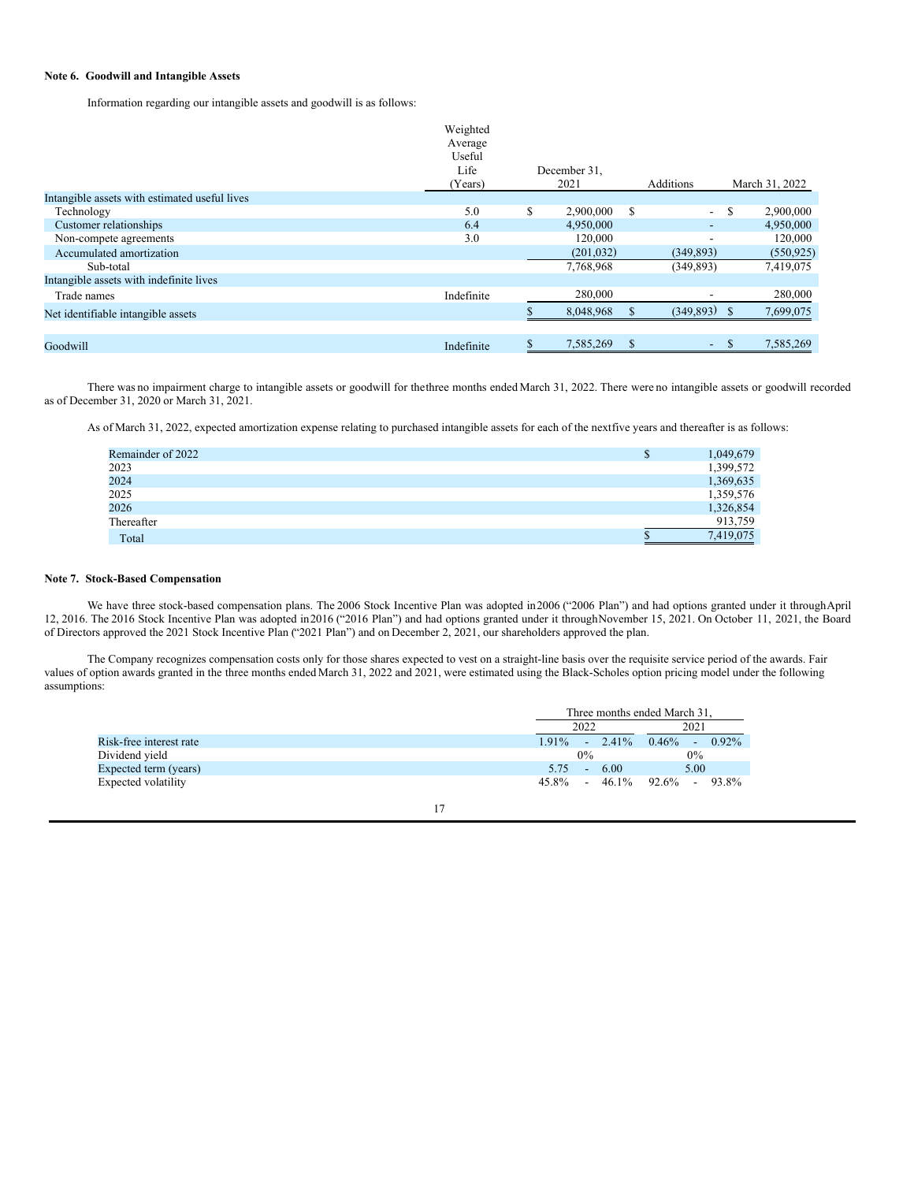**Note 6. Goodwill and Intangible Assets**

Information regarding our intangible assets and goodwill is as follows:

| | Weighted Average Useful Life (Years) | December 31, 2021 | Additions | March 31, 2022 |
|---|---|---|---|---|
| Intangible assets with estimated useful lives | | | | |
| Technology | 5.0 | $ 2,900,000 | $ - | $ 2,900,000 |
| Customer relationships | 6.4 | 4,950,000 | - | 4,950,000 |
| Non-compete agreements | 3.0 | 120,000 | - | 120,000 |
| Accumulated amortization | | (201,032) | (349,893) | (550,925) |
| Sub-total | | 7,768,968 | (349,893) | 7,419,075 |
| Intangible assets with indefinite lives | | | | |
| Trade names | Indefinite | 280,000 | - | 280,000 |
| Net identifiable intangible assets | | $ 8,048,968 | $ (349,893) | $ 7,699,075 |
| | | | | |
| Goodwill | Indefinite | $ 7,585,269 | $ - | $ 7,585,269 |

There was no impairment charge to intangible assets or goodwill for the three months ended March 31, 2022. There were no intangible assets or goodwill recorded as of December 31, 2020 or March 31, 2021.

As of March 31, 2022, expected amortization expense relating to purchased intangible assets for each of the next five years and thereafter is as follows:

| | |
|---|---|
| Remainder of 2022 | $ 1,049,679 |
| 2023 | 1,399,572 |
| 2024 | 1,369,635 |
| 2025 | 1,359,576 |
| 2026 | 1,326,854 |
| Thereafter | 913,759 |
| Total | $ 7,419,075 |

**Note 7. Stock-Based Compensation**

We have three stock-based compensation plans. The 2006 Stock Incentive Plan was adopted in 2006 ("2006 Plan") and had options granted under it through April 12, 2016. The 2016 Stock Incentive Plan was adopted in 2016 ("2016 Plan") and had options granted under it through November 15, 2021. On October 11, 2021, the Board of Directors approved the 2021 Stock Incentive Plan ("2021 Plan") and on December 2, 2021, our shareholders approved the plan.

The Company recognizes compensation costs only for those shares expected to vest on a straight-line basis over the requisite service period of the awards. Fair values of option awards granted in the three months ended March 31, 2022 and 2021, were estimated using the Black-Scholes option pricing model under the following assumptions:

| | Three months ended March 31, | |
|---|---|---|
| | 2022 | 2021 |
| Risk-free interest rate | 1.91% - 2.41% | 0.46% - 0.92% |
| Dividend yield | 0% | 0% |
| Expected term (years) | 5.75 - 6.00 | 5.00 |
| Expected volatility | 45.8% - 46.1% | 92.6% - 93.8% |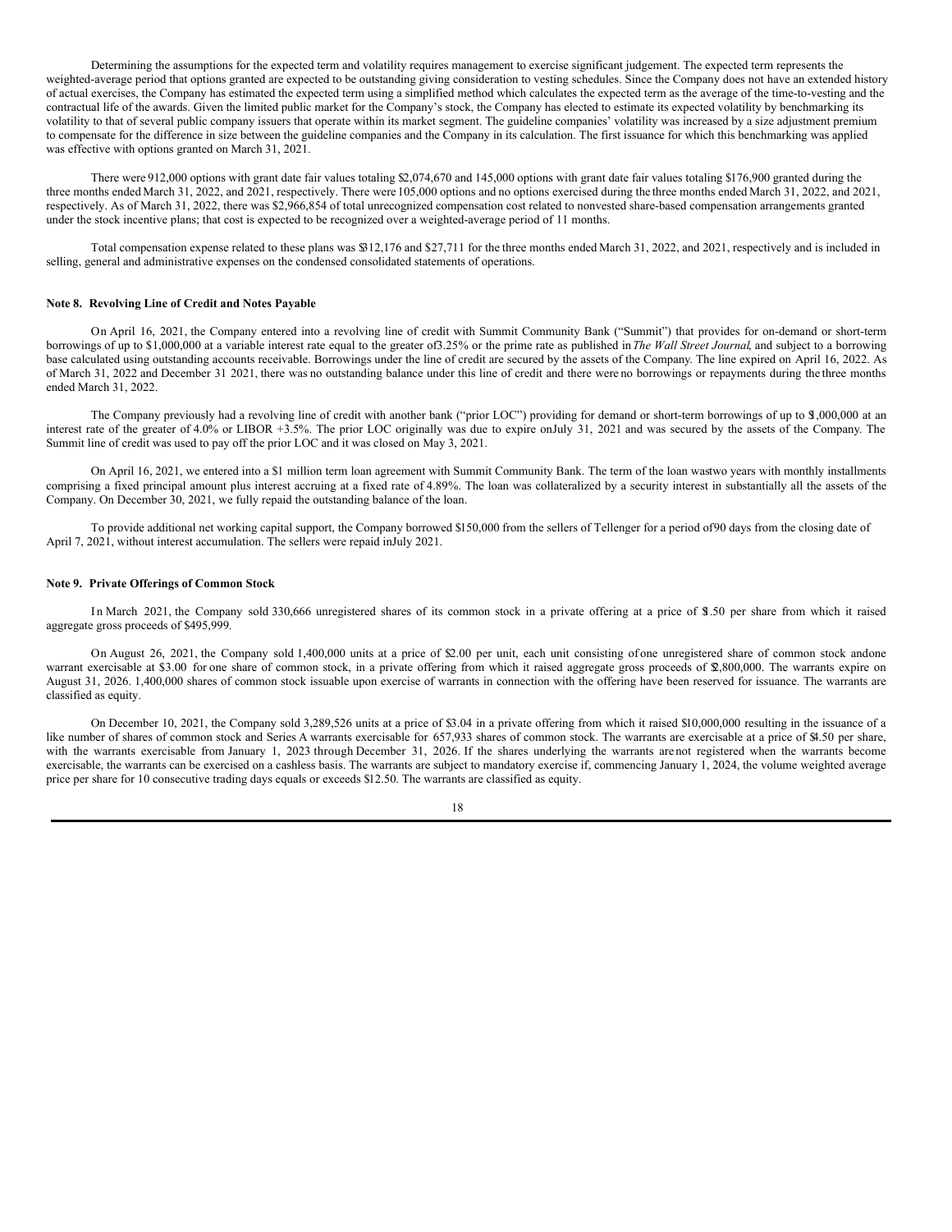Determining the assumptions for the expected term and volatility requires management to exercise significant judgement. The expected term represents the weighted-average period that options granted are expected to be outstanding giving consideration to vesting schedules. Since the Company does not have an extended history of actual exercises, the Company has estimated the expected term using a simplified method which calculates the expected term as the average of the time-to-vesting and the contractual life of the awards. Given the limited public market for the Company's stock, the Company has elected to estimate its expected volatility by benchmarking its volatility to that of several public company issuers that operate within its market segment. The guideline companies' volatility was increased by a size adjustment premium to compensate for the difference in size between the guideline companies and the Company in its calculation. The first issuance for which this benchmarking was applied was effective with options granted on March 31, 2021.

There were 912,000 options with grant date fair values totaling $2,074,670 and 145,000 options with grant date fair values totaling $176,900 granted during the three months ended March 31, 2022, and 2021, respectively. There were 105,000 options and no options exercised during the three months ended March 31, 2022, and 2021, respectively. As of March 31, 2022, there was $2,966,854 of total unrecognized compensation cost related to nonvested share-based compensation arrangements granted under the stock incentive plans; that cost is expected to be recognized over a weighted-average period of 11 months.

Total compensation expense related to these plans was $312,176 and $27,711 for the three months ended March 31, 2022, and 2021, respectively and is included in selling, general and administrative expenses on the condensed consolidated statements of operations.

**Note 8. Revolving Line of Credit and Notes Payable**

On April 16, 2021, the Company entered into a revolving line of credit with Summit Community Bank ("Summit") that provides for on-demand or short-term borrowings of up to $1,000,000 at a variable interest rate equal to the greater of 3.25% or the prime rate as published in *The Wall Street Journal*, and subject to a borrowing base calculated using outstanding accounts receivable. Borrowings under the line of credit are secured by the assets of the Company. The line expired on April 16, 2022. As of March 31, 2022 and December 31 2021, there was no outstanding balance under this line of credit and there were no borrowings or repayments during the three months ended March 31, 2022.

The Company previously had a revolving line of credit with another bank ("prior LOC") providing for demand or short-term borrowings of up to $1,000,000 at an interest rate of the greater of 4.0% or LIBOR +3.5%. The prior LOC originally was due to expire on July 31, 2021 and was secured by the assets of the Company. The Summit line of credit was used to pay off the prior LOC and it was closed on May 3, 2021.

On April 16, 2021, we entered into a $1 million term loan agreement with Summit Community Bank. The term of the loan was two years with monthly installments comprising a fixed principal amount plus interest accruing at a fixed rate of 4.89%. The loan was collateralized by a security interest in substantially all the assets of the Company. On December 30, 2021, we fully repaid the outstanding balance of the loan.

To provide additional net working capital support, the Company borrowed $150,000 from the sellers of Tellenger for a period of 90 days from the closing date of April 7, 2021, without interest accumulation. The sellers were repaid in July 2021.

**Note 9. Private Offerings of Common Stock**

In March 2021, the Company sold 330,666 unregistered shares of its common stock in a private offering at a price of $1.50 per share from which it raised aggregate gross proceeds of $495,999.

On August 26, 2021, the Company sold 1,400,000 units at a price of $2.00 per unit, each unit consisting of one unregistered share of common stock and one warrant exercisable at $3.00 for one share of common stock, in a private offering from which it raised aggregate gross proceeds of $2,800,000. The warrants expire on August 31, 2026. 1,400,000 shares of common stock issuable upon exercise of warrants in connection with the offering have been reserved for issuance. The warrants are classified as equity.

On December 10, 2021, the Company sold 3,289,526 units at a price of $3.04 in a private offering from which it raised $10,000,000 resulting in the issuance of a like number of shares of common stock and Series A warrants exercisable for 657,933 shares of common stock. The warrants are exercisable at a price of $4.50 per share, with the warrants exercisable from January 1, 2023 through December 31, 2026. If the shares underlying the warrants are not registered when the warrants become exercisable, the warrants can be exercised on a cashless basis. The warrants are subject to mandatory exercise if, commencing January 1, 2024, the volume weighted average price per share for 10 consecutive trading days equals or exceeds $12.50. The warrants are classified as equity.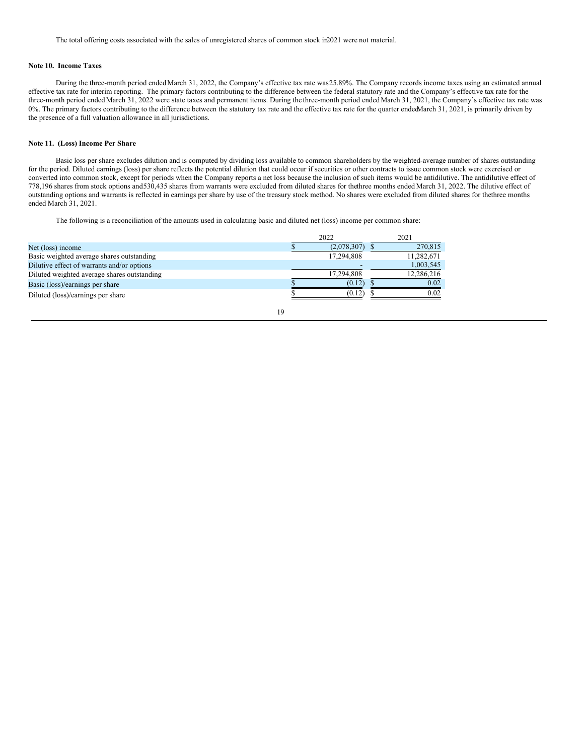The total offering costs associated with the sales of unregistered shares of common stock in 2021 were not material.

**Note 10. Income Taxes**

During the three-month period ended March 31, 2022, the Company's effective tax rate was 25.89%. The Company records income taxes using an estimated annual effective tax rate for interim reporting. The primary factors contributing to the difference between the federal statutory rate and the Company's effective tax rate for the three-month period ended March 31, 2022 were state taxes and permanent items. During the three-month period ended March 31, 2021, the Company's effective tax rate was 0%. The primary factors contributing to the difference between the statutory tax rate and the effective tax rate for the quarter ended March 31, 2021, is primarily driven by the presence of a full valuation allowance in all jurisdictions.

**Note 11. (Loss) Income Per Share**

Basic loss per share excludes dilution and is computed by dividing loss available to common shareholders by the weighted-average number of shares outstanding for the period. Diluted earnings (loss) per share reflects the potential dilution that could occur if securities or other contracts to issue common stock were exercised or converted into common stock, except for periods when the Company reports a net loss because the inclusion of such items would be antidilutive. The antidilutive effect of 778,196 shares from stock options and 530,435 shares from warrants were excluded from diluted shares for the three months ended March 31, 2022. The dilutive effect of outstanding options and warrants is reflected in earnings per share by use of the treasury stock method. No shares were excluded from diluted shares for the three months ended March 31, 2021.

The following is a reconciliation of the amounts used in calculating basic and diluted net (loss) income per common share:

| | 2022 | 2021 |
|---|---|---|
| Net (loss) income | $ (2,078,307) | $ 270,815 |
| Basic weighted average shares outstanding | 17,294,808 | 11,282,671 |
| Dilutive effect of warrants and/or options | - | 1,003,545 |
| Diluted weighted average shares outstanding | 17,294,808 | 12,286,216 |
| Basic (loss)/earnings per share | $ (0.12) | $ 0.02 |
| Diluted (loss)/earnings per share | $ (0.12) | $ 0.02 |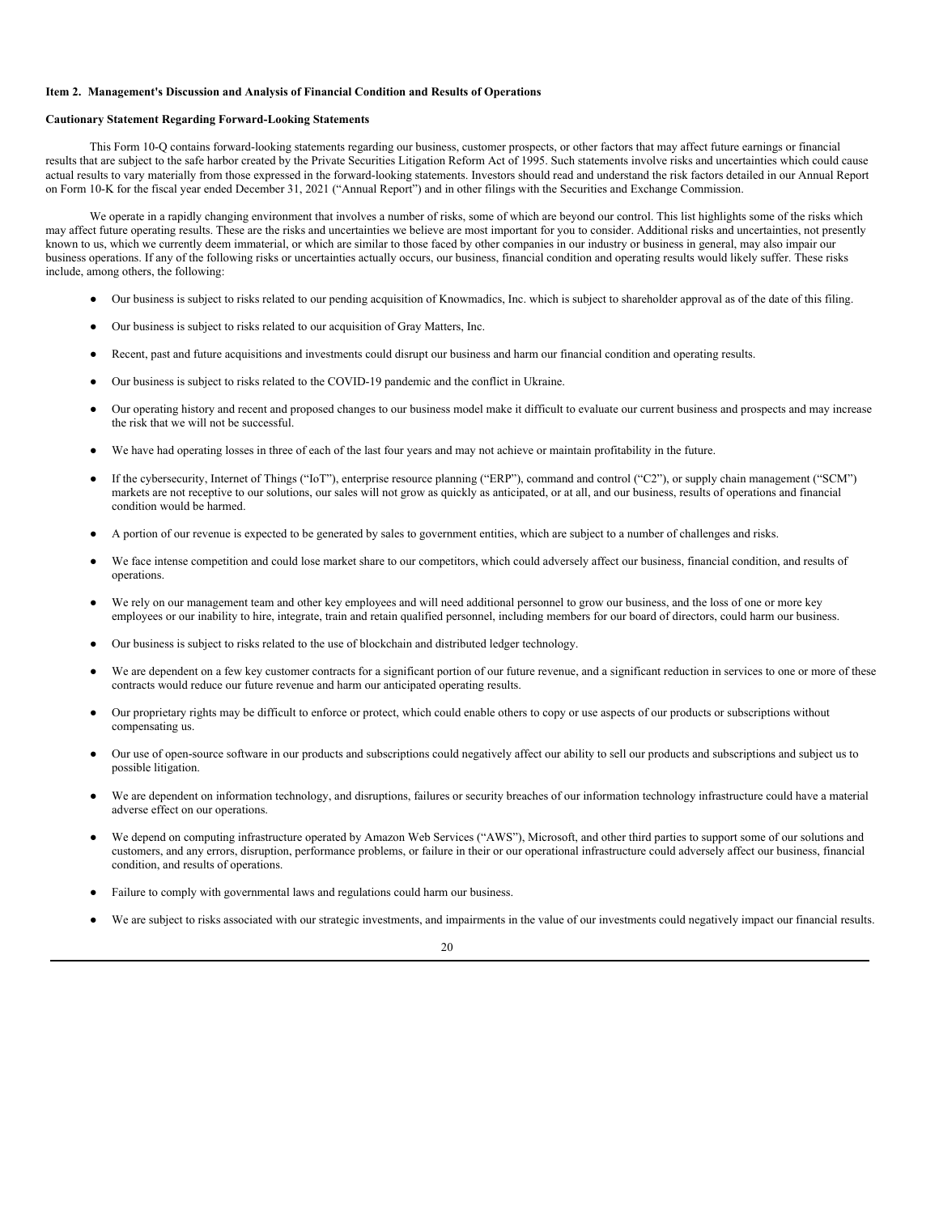**Item 2. Management's Discussion and Analysis of Financial Condition and Results of Operations**

**Cautionary Statement Regarding Forward-Looking Statements**

This Form 10-Q contains forward-looking statements regarding our business, customer prospects, or other factors that may affect future earnings or financial results that are subject to the safe harbor created by the Private Securities Litigation Reform Act of 1995. Such statements involve risks and uncertainties which could cause actual results to vary materially from those expressed in the forward-looking statements. Investors should read and understand the risk factors detailed in our Annual Report on Form 10-K for the fiscal year ended December 31, 2021 ("Annual Report") and in other filings with the Securities and Exchange Commission.

We operate in a rapidly changing environment that involves a number of risks, some of which are beyond our control. This list highlights some of the risks which may affect future operating results. These are the risks and uncertainties we believe are most important for you to consider. Additional risks and uncertainties, not presently known to us, which we currently deem immaterial, or which are similar to those faced by other companies in our industry or business in general, may also impair our business operations. If any of the following risks or uncertainties actually occurs, our business, financial condition and operating results would likely suffer. These risks include, among others, the following:

- Our business is subject to risks related to our pending acquisition of Knowmadics, Inc. which is subject to shareholder approval as of the date of this filing.
- Our business is subject to risks related to our acquisition of Gray Matters, Inc.
- Recent, past and future acquisitions and investments could disrupt our business and harm our financial condition and operating results.
- Our business is subject to risks related to the COVID-19 pandemic and the conflict in Ukraine.
- Our operating history and recent and proposed changes to our business model make it difficult to evaluate our current business and prospects and may increase the risk that we will not be successful.
- We have had operating losses in three of each of the last four years and may not achieve or maintain profitability in the future.
- If the cybersecurity, Internet of Things ("IoT"), enterprise resource planning ("ERP"), command and control ("C2"), or supply chain management ("SCM") markets are not receptive to our solutions, our sales will not grow as quickly as anticipated, or at all, and our business, results of operations and financial condition would be harmed.
- A portion of our revenue is expected to be generated by sales to government entities, which are subject to a number of challenges and risks.
- We face intense competition and could lose market share to our competitors, which could adversely affect our business, financial condition, and results of operations.
- We rely on our management team and other key employees and will need additional personnel to grow our business, and the loss of one or more key employees or our inability to hire, integrate, train and retain qualified personnel, including members for our board of directors, could harm our business.
- Our business is subject to risks related to the use of blockchain and distributed ledger technology.
- We are dependent on a few key customer contracts for a significant portion of our future revenue, and a significant reduction in services to one or more of these contracts would reduce our future revenue and harm our anticipated operating results.
- Our proprietary rights may be difficult to enforce or protect, which could enable others to copy or use aspects of our products or subscriptions without compensating us.
- Our use of open-source software in our products and subscriptions could negatively affect our ability to sell our products and subscriptions and subject us to possible litigation.
- We are dependent on information technology, and disruptions, failures or security breaches of our information technology infrastructure could have a material adverse effect on our operations.
- We depend on computing infrastructure operated by Amazon Web Services ("AWS"), Microsoft, and other third parties to support some of our solutions and customers, and any errors, disruption, performance problems, or failure in their or our operational infrastructure could adversely affect our business, financial condition, and results of operations.
- Failure to comply with governmental laws and regulations could harm our business.
- We are subject to risks associated with our strategic investments, and impairments in the value of our investments could negatively impact our financial results.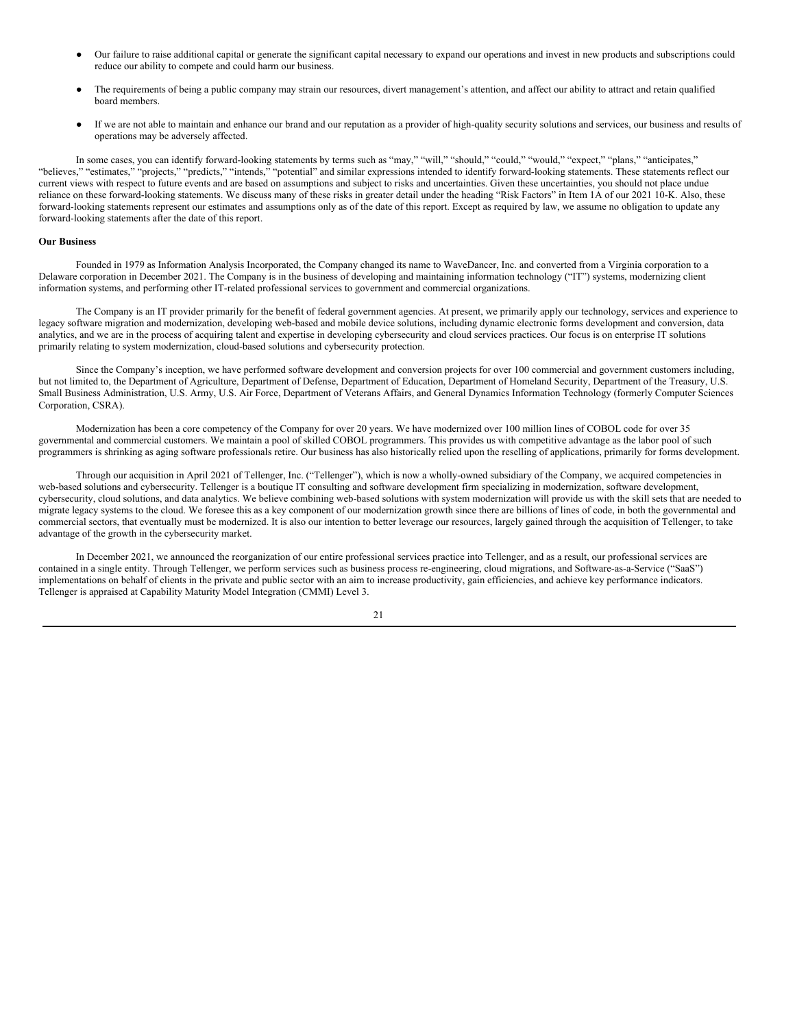- Our failure to raise additional capital or generate the significant capital necessary to expand our operations and invest in new products and subscriptions could reduce our ability to compete and could harm our business.

- The requirements of being a public company may strain our resources, divert management's attention, and affect our ability to attract and retain qualified board members.

- If we are not able to maintain and enhance our brand and our reputation as a provider of high-quality security solutions and services, our business and results of operations may be adversely affected.

In some cases, you can identify forward-looking statements by terms such as "may," "will," "should," "could," "would," "expect," "plans," "anticipates," "believes," "estimates," "projects," "predicts," "intends," "potential" and similar expressions intended to identify forward-looking statements. These statements reflect our current views with respect to future events and are based on assumptions and subject to risks and uncertainties. Given these uncertainties, you should not place undue reliance on these forward-looking statements. We discuss many of these risks in greater detail under the heading "Risk Factors" in Item 1A of our 2021 10-K. Also, these forward-looking statements represent our estimates and assumptions only as of the date of this report. Except as required by law, we assume no obligation to update any forward-looking statements after the date of this report.

**Our Business**

Founded in 1979 as Information Analysis Incorporated, the Company changed its name to WaveDancer, Inc. and converted from a Virginia corporation to a Delaware corporation in December 2021. The Company is in the business of developing and maintaining information technology ("IT") systems, modernizing client information systems, and performing other IT-related professional services to government and commercial organizations.

The Company is an IT provider primarily for the benefit of federal government agencies. At present, we primarily apply our technology, services and experience to legacy software migration and modernization, developing web-based and mobile device solutions, including dynamic electronic forms development and conversion, data analytics, and we are in the process of acquiring talent and expertise in developing cybersecurity and cloud services practices. Our focus is on enterprise IT solutions primarily relating to system modernization, cloud-based solutions and cybersecurity protection.

Since the Company's inception, we have performed software development and conversion projects for over 100 commercial and government customers including, but not limited to, the Department of Agriculture, Department of Defense, Department of Education, Department of Homeland Security, Department of the Treasury, U.S. Small Business Administration, U.S. Army, U.S. Air Force, Department of Veterans Affairs, and General Dynamics Information Technology (formerly Computer Sciences Corporation, CSRA).

Modernization has been a core competency of the Company for over 20 years. We have modernized over 100 million lines of COBOL code for over 35 governmental and commercial customers. We maintain a pool of skilled COBOL programmers. This provides us with competitive advantage as the labor pool of such programmers is shrinking as aging software professionals retire. Our business has also historically relied upon the reselling of applications, primarily for forms development.

Through our acquisition in April 2021 of Tellenger, Inc. ("Tellenger"), which is now a wholly-owned subsidiary of the Company, we acquired competencies in web-based solutions and cybersecurity. Tellenger is a boutique IT consulting and software development firm specializing in modernization, software development, cybersecurity, cloud solutions, and data analytics. We believe combining web-based solutions with system modernization will provide us with the skill sets that are needed to migrate legacy systems to the cloud. We foresee this as a key component of our modernization growth since there are billions of lines of code, in both the governmental and commercial sectors, that eventually must be modernized. It is also our intention to better leverage our resources, largely gained through the acquisition of Tellenger, to take advantage of the growth in the cybersecurity market.

In December 2021, we announced the reorganization of our entire professional services practice into Tellenger, and as a result, our professional services are contained in a single entity. Through Tellenger, we perform services such as business process re-engineering, cloud migrations, and Software-as-a-Service ("SaaS") implementations on behalf of clients in the private and public sector with an aim to increase productivity, gain efficiencies, and achieve key performance indicators. Tellenger is appraised at Capability Maturity Model Integration (CMMI) Level 3.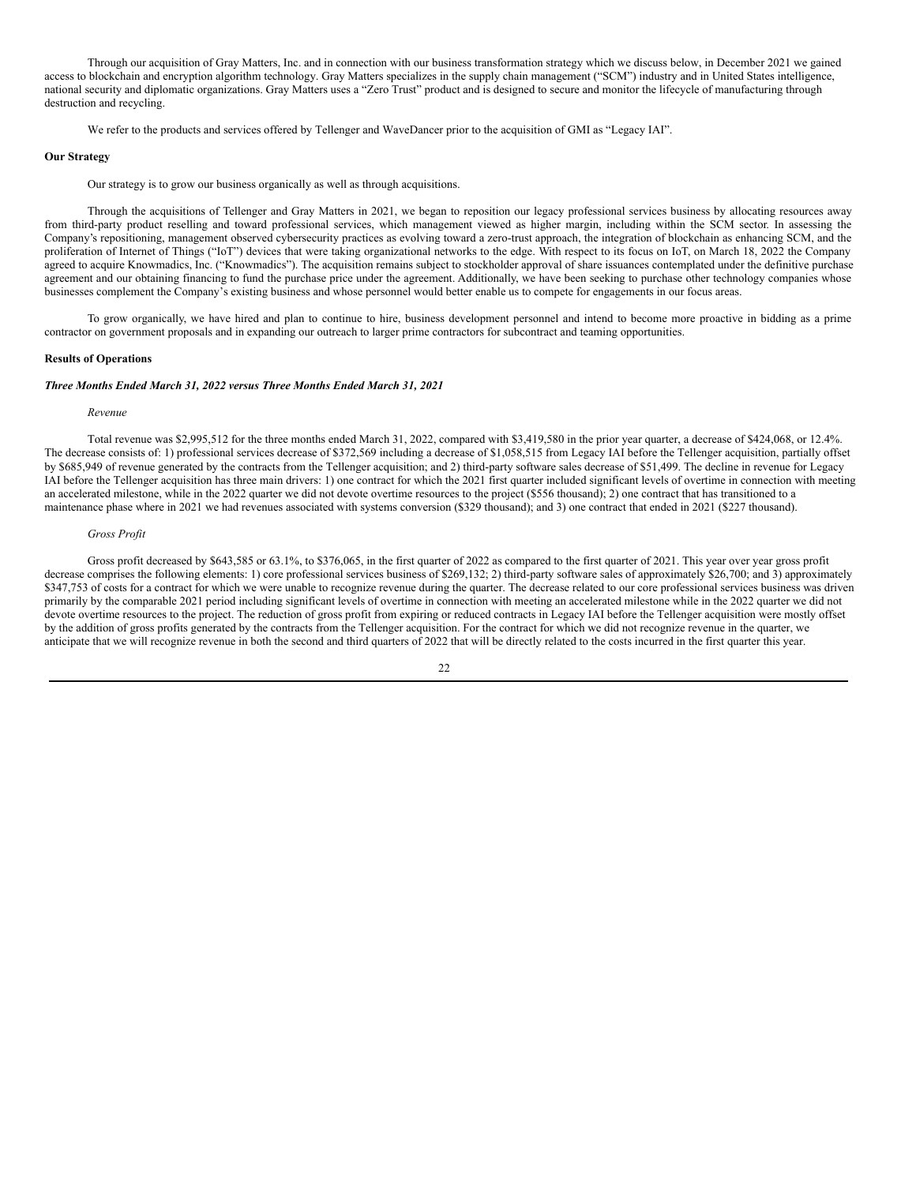Through our acquisition of Gray Matters, Inc. and in connection with our business transformation strategy which we discuss below, in December 2021 we gained access to blockchain and encryption algorithm technology. Gray Matters specializes in the supply chain management ("SCM") industry and in United States intelligence, national security and diplomatic organizations. Gray Matters uses a "Zero Trust" product and is designed to secure and monitor the lifecycle of manufacturing through destruction and recycling.

We refer to the products and services offered by Tellenger and WaveDancer prior to the acquisition of GMI as "Legacy IAI".

**Our Strategy**

Our strategy is to grow our business organically as well as through acquisitions.

Through the acquisitions of Tellenger and Gray Matters in 2021, we began to reposition our legacy professional services business by allocating resources away from third-party product reselling and toward professional services, which management viewed as higher margin, including within the SCM sector. In assessing the Company's repositioning, management observed cybersecurity practices as evolving toward a zero-trust approach, the integration of blockchain as enhancing SCM, and the proliferation of Internet of Things ("IoT") devices that were taking organizational networks to the edge. With respect to its focus on IoT, on March 18, 2022 the Company agreed to acquire Knowmadics, Inc. ("Knowmadics"). The acquisition remains subject to stockholder approval of share issuances contemplated under the definitive purchase agreement and our obtaining financing to fund the purchase price under the agreement. Additionally, we have been seeking to purchase other technology companies whose businesses complement the Company's existing business and whose personnel would better enable us to compete for engagements in our focus areas.

To grow organically, we have hired and plan to continue to hire, business development personnel and intend to become more proactive in bidding as a prime contractor on government proposals and in expanding our outreach to larger prime contractors for subcontract and teaming opportunities.

**Results of Operations**

***Three Months Ended March 31, 2022 versus Three Months Ended March 31, 2021***

*Revenue*

Total revenue was $2,995,512 for the three months ended March 31, 2022, compared with $3,419,580 in the prior year quarter, a decrease of $424,068, or 12.4%. The decrease consists of: 1) professional services decrease of $372,569 including a decrease of $1,058,515 from Legacy IAI before the Tellenger acquisition, partially offset by $685,949 of revenue generated by the contracts from the Tellenger acquisition; and 2) third-party software sales decrease of $51,499. The decline in revenue for Legacy IAI before the Tellenger acquisition has three main drivers: 1) one contract for which the 2021 first quarter included significant levels of overtime in connection with meeting an accelerated milestone, while in the 2022 quarter we did not devote overtime resources to the project ($556 thousand); 2) one contract that has transitioned to a maintenance phase where in 2021 we had revenues associated with systems conversion ($329 thousand); and 3) one contract that ended in 2021 ($227 thousand).

*Gross Profit*

Gross profit decreased by $643,585 or 63.1%, to $376,065, in the first quarter of 2022 as compared to the first quarter of 2021. This year over year gross profit decrease comprises the following elements: 1) core professional services business of $269,132; 2) third-party software sales of approximately $26,700; and 3) approximately $347,753 of costs for a contract for which we were unable to recognize revenue during the quarter. The decrease related to our core professional services business was driven primarily by the comparable 2021 period including significant levels of overtime in connection with meeting an accelerated milestone while in the 2022 quarter we did not devote overtime resources to the project. The reduction of gross profit from expiring or reduced contracts in Legacy IAI before the Tellenger acquisition were mostly offset by the addition of gross profits generated by the contracts from the Tellenger acquisition. For the contract for which we did not recognize revenue in the quarter, we anticipate that we will recognize revenue in both the second and third quarters of 2022 that will be directly related to the costs incurred in the first quarter this year.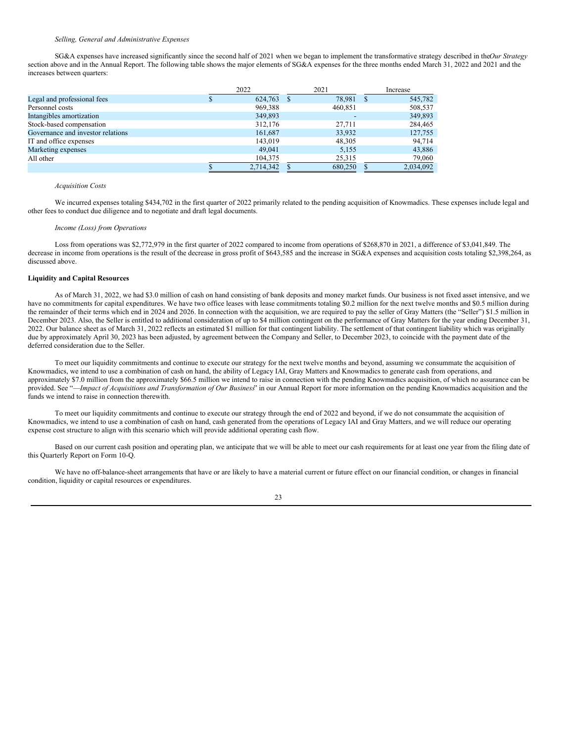*Selling, General and Administrative Expenses*

SG&A expenses have increased significantly since the second half of 2021 when we began to implement the transformative strategy described in the *Our Strategy* section above and in the Annual Report. The following table shows the major elements of SG&A expenses for the three months ended March 31, 2022 and 2021 and the increases between quarters:

| | 2022 | 2021 | Increase |
|---|---|---|---|
| Legal and professional fees | $ 624,763 | $ 78,981 | $ 545,782 |
| Personnel costs | 969,388 | 460,851 | 508,537 |
| Intangibles amortization | 349,893 | - | 349,893 |
| Stock-based compensation | 312,176 | 27,711 | 284,465 |
| Governance and investor relations | 161,687 | 33,932 | 127,755 |
| IT and office expenses | 143,019 | 48,305 | 94,714 |
| Marketing expenses | 49,041 | 5,155 | 43,886 |
| All other | 104,375 | 25,315 | 79,060 |
| | $ 2,714,342 | $ 680,250 | $ 2,034,092 |

*Acquisition Costs*

We incurred expenses totaling $434,702 in the first quarter of 2022 primarily related to the pending acquisition of Knowmadics. These expenses include legal and other fees to conduct due diligence and to negotiate and draft legal documents.

*Income (Loss) from Operations*

Loss from operations was $2,772,979 in the first quarter of 2022 compared to income from operations of $268,870 in 2021, a difference of $3,041,849. The decrease in income from operations is the result of the decrease in gross profit of $643,585 and the increase in SG&A expenses and acquisition costs totaling $2,398,264, as discussed above.

**Liquidity and Capital Resources**

As of March 31, 2022, we had $3.0 million of cash on hand consisting of bank deposits and money market funds. Our business is not fixed asset intensive, and we have no commitments for capital expenditures. We have two office leases with lease commitments totaling $0.2 million for the next twelve months and $0.5 million during the remainder of their terms which end in 2024 and 2026. In connection with the acquisition, we are required to pay the seller of Gray Matters (the "Seller") $1.5 million in December 2023. Also, the Seller is entitled to additional consideration of up to $4 million contingent on the performance of Gray Matters for the year ending December 31, 2022. Our balance sheet as of March 31, 2022 reflects an estimated $1 million for that contingent liability. The settlement of that contingent liability which was originally due by approximately April 30, 2023 has been adjusted, by agreement between the Company and Seller, to December 2023, to coincide with the payment date of the deferred consideration due to the Seller.

To meet our liquidity commitments and continue to execute our strategy for the next twelve months and beyond, assuming we consummate the acquisition of Knowmadics, we intend to use a combination of cash on hand, the ability of Legacy IAI, Gray Matters and Knowmadics to generate cash from operations, and approximately $7.0 million from the approximately $66.5 million we intend to raise in connection with the pending Knowmadics acquisition, of which no assurance can be provided. See "—*Impact of Acquisitions and Transformation of Our Business*" in our Annual Report for more information on the pending Knowmadics acquisition and the funds we intend to raise in connection therewith.

To meet our liquidity commitments and continue to execute our strategy through the end of 2022 and beyond, if we do not consummate the acquisition of Knowmadics, we intend to use a combination of cash on hand, cash generated from the operations of Legacy IAI and Gray Matters, and we will reduce our operating expense cost structure to align with this scenario which will provide additional operating cash flow.

Based on our current cash position and operating plan, we anticipate that we will be able to meet our cash requirements for at least one year from the filing date of this Quarterly Report on Form 10-Q.

We have no off-balance-sheet arrangements that have or are likely to have a material current or future effect on our financial condition, or changes in financial condition, liquidity or capital resources or expenditures.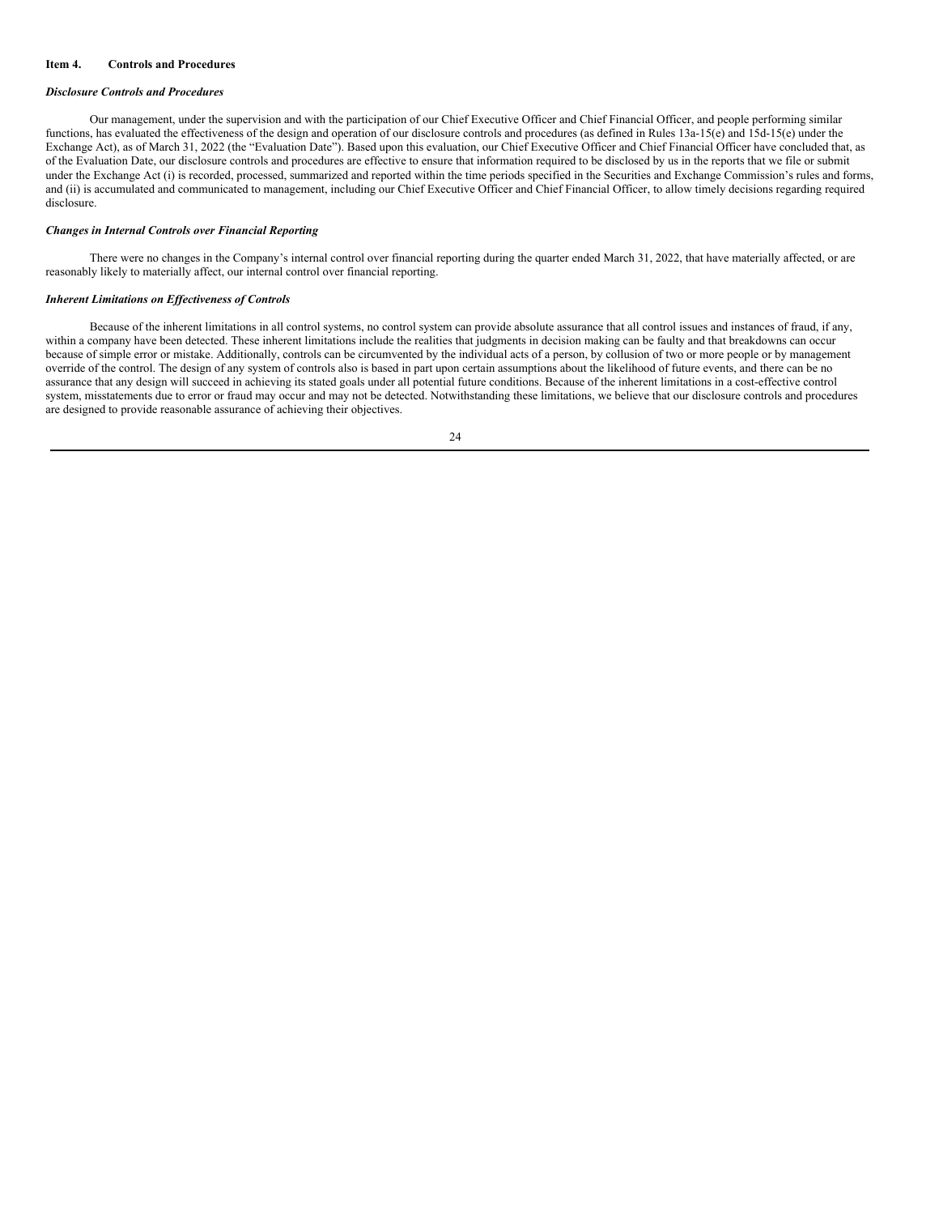## Item 4. Controls and Procedures

***Disclosure Controls and Procedures***

Our management, under the supervision and with the participation of our Chief Executive Officer and Chief Financial Officer, and people performing similar functions, has evaluated the effectiveness of the design and operation of our disclosure controls and procedures (as defined in Rules 13a-15(e) and 15d-15(e) under the Exchange Act), as of March 31, 2022 (the "Evaluation Date"). Based upon this evaluation, our Chief Executive Officer and Chief Financial Officer have concluded that, as of the Evaluation Date, our disclosure controls and procedures are effective to ensure that information required to be disclosed by us in the reports that we file or submit under the Exchange Act (i) is recorded, processed, summarized and reported within the time periods specified in the Securities and Exchange Commission's rules and forms, and (ii) is accumulated and communicated to management, including our Chief Executive Officer and Chief Financial Officer, to allow timely decisions regarding required disclosure.

***Changes in Internal Controls over Financial Reporting***

There were no changes in the Company's internal control over financial reporting during the quarter ended March 31, 2022, that have materially affected, or are reasonably likely to materially affect, our internal control over financial reporting.

***Inherent Limitations on Effectiveness of Controls***

Because of the inherent limitations in all control systems, no control system can provide absolute assurance that all control issues and instances of fraud, if any, within a company have been detected. These inherent limitations include the realities that judgments in decision making can be faulty and that breakdowns can occur because of simple error or mistake. Additionally, controls can be circumvented by the individual acts of a person, by collusion of two or more people or by management override of the control. The design of any system of controls also is based in part upon certain assumptions about the likelihood of future events, and there can be no assurance that any design will succeed in achieving its stated goals under all potential future conditions. Because of the inherent limitations in a cost-effective control system, misstatements due to error or fraud may occur and may not be detected. Notwithstanding these limitations, we believe that our disclosure controls and procedures are designed to provide reasonable assurance of achieving their objectives.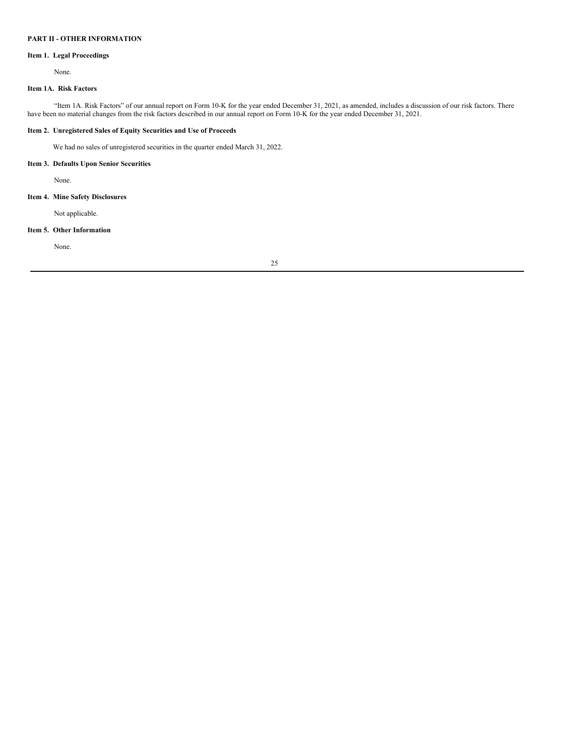## PART II - OTHER INFORMATION

### Item 1. Legal Proceedings

None.

### Item 1A. Risk Factors

"Item 1A. Risk Factors" of our annual report on Form 10-K for the year ended December 31, 2021, as amended, includes a discussion of our risk factors. There have been no material changes from the risk factors described in our annual report on Form 10-K for the year ended December 31, 2021.

### Item 2. Unregistered Sales of Equity Securities and Use of Proceeds

We had no sales of unregistered securities in the quarter ended March 31, 2022.

### Item 3. Defaults Upon Senior Securities

None.

### Item 4. Mine Safety Disclosures

Not applicable.

### Item 5. Other Information

None.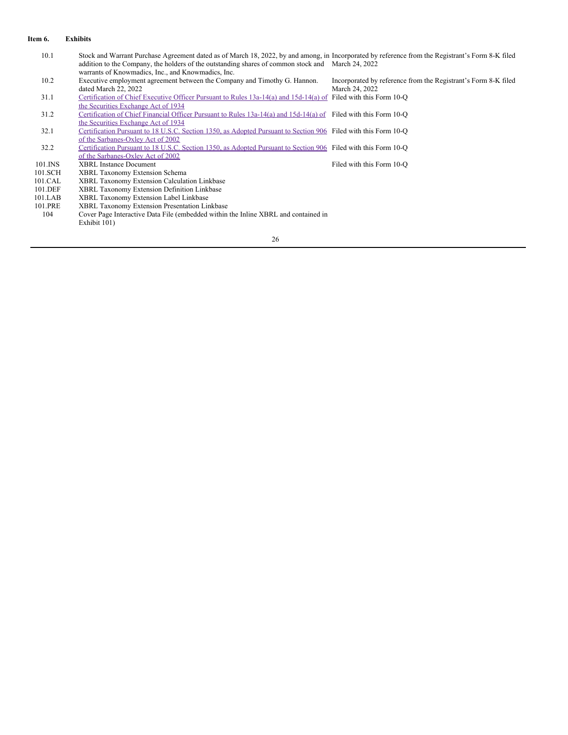**Item 6. Exhibits**

| | | |
|---|---|---|
| 10.1 | Stock and Warrant Purchase Agreement dated as of March 18, 2022, by and among, in addition to the Company, the holders of the outstanding shares of common stock and warrants of Knowmadics, Inc., and Knowmadics, Inc. | Incorporated by reference from the Registrant's Form 8-K filed March 24, 2022 |
| 10.2 | Executive employment agreement between the Company and Timothy G. Hannon. dated March 22, 2022 | Incorporated by reference from the Registrant's Form 8-K filed March 24, 2022 |
| 31.1 | Certification of Chief Executive Officer Pursuant to Rules 13a-14(a) and 15d-14(a) of the Securities Exchange Act of 1934 | Filed with this Form 10-Q |
| 31.2 | Certification of Chief Financial Officer Pursuant to Rules 13a-14(a) and 15d-14(a) of the Securities Exchange Act of 1934 | Filed with this Form 10-Q |
| 32.1 | Certification Pursuant to 18 U.S.C. Section 1350, as Adopted Pursuant to Section 906 of the Sarbanes-Oxley Act of 2002 | Filed with this Form 10-Q |
| 32.2 | Certification Pursuant to 18 U.S.C. Section 1350, as Adopted Pursuant to Section 906 of the Sarbanes-Oxley Act of 2002 | Filed with this Form 10-Q |
| 101.INS | XBRL Instance Document | Filed with this Form 10-Q |
| 101.SCH | XBRL Taxonomy Extension Schema | |
| 101.CAL | XBRL Taxonomy Extension Calculation Linkbase | |
| 101.DEF | XBRL Taxonomy Extension Definition Linkbase | |
| 101.LAB | XBRL Taxonomy Extension Label Linkbase | |
| 101.PRE | XBRL Taxonomy Extension Presentation Linkbase | |
| 104 | Cover Page Interactive Data File (embedded within the Inline XBRL and contained in Exhibit 101) | |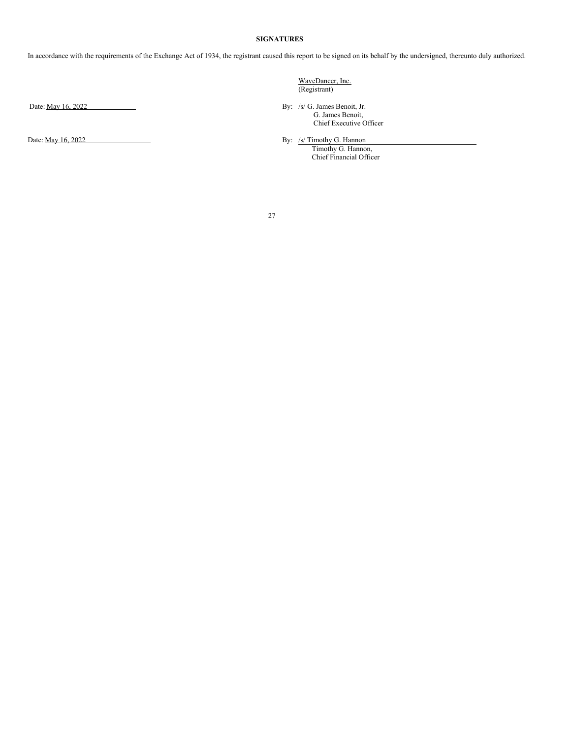**SIGNATURES**

In accordance with the requirements of the Exchange Act of 1934, the registrant caused this report to be signed on its behalf by the undersigned, thereunto duly authorized.

WaveDancer, Inc.
(Registrant)

Date: May 16, 2022

By: /s/ G. James Benoit, Jr.
G. James Benoit,
Chief Executive Officer

Date: May 16, 2022

By: /s/ Timothy G. Hannon
Timothy G. Hannon,
Chief Financial Officer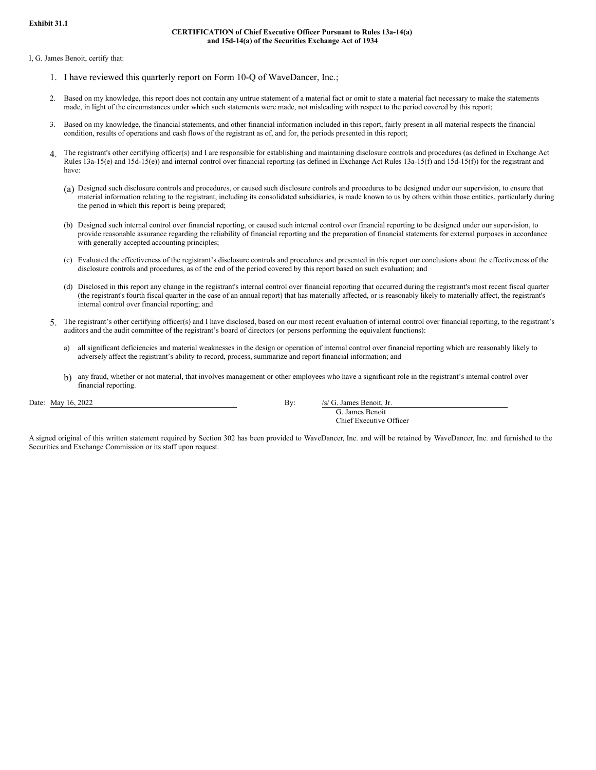**Exhibit 31.1**

**CERTIFICATION of Chief Executive Officer Pursuant to Rules 13a-14(a) and 15d-14(a) of the Securities Exchange Act of 1934**

I, G. James Benoit, certify that:

1. I have reviewed this quarterly report on Form 10-Q of WaveDancer, Inc.;

2. Based on my knowledge, this report does not contain any untrue statement of a material fact or omit to state a material fact necessary to make the statements made, in light of the circumstances under which such statements were made, not misleading with respect to the period covered by this report;

3. Based on my knowledge, the financial statements, and other financial information included in this report, fairly present in all material respects the financial condition, results of operations and cash flows of the registrant as of, and for, the periods presented in this report;

4. The registrant's other certifying officer(s) and I are responsible for establishing and maintaining disclosure controls and procedures (as defined in Exchange Act Rules 13a-15(e) and 15d-15(e)) and internal control over financial reporting (as defined in Exchange Act Rules 13a-15(f) and 15d-15(f)) for the registrant and have:

   (a) Designed such disclosure controls and procedures, or caused such disclosure controls and procedures to be designed under our supervision, to ensure that material information relating to the registrant, including its consolidated subsidiaries, is made known to us by others within those entities, particularly during the period in which this report is being prepared;

   (b) Designed such internal control over financial reporting, or caused such internal control over financial reporting to be designed under our supervision, to provide reasonable assurance regarding the reliability of financial reporting and the preparation of financial statements for external purposes in accordance with generally accepted accounting principles;

   (c) Evaluated the effectiveness of the registrant's disclosure controls and procedures and presented in this report our conclusions about the effectiveness of the disclosure controls and procedures, as of the end of the period covered by this report based on such evaluation; and

   (d) Disclosed in this report any change in the registrant's internal control over financial reporting that occurred during the registrant's most recent fiscal quarter (the registrant's fourth fiscal quarter in the case of an annual report) that has materially affected, or is reasonably likely to materially affect, the registrant's internal control over financial reporting; and

5. The registrant's other certifying officer(s) and I have disclosed, based on our most recent evaluation of internal control over financial reporting, to the registrant's auditors and the audit committee of the registrant's board of directors (or persons performing the equivalent functions):

   a) all significant deficiencies and material weaknesses in the design or operation of internal control over financial reporting which are reasonably likely to adversely affect the registrant's ability to record, process, summarize and report financial information; and

   b) any fraud, whether or not material, that involves management or other employees who have a significant role in the registrant's internal control over financial reporting.

Date: May 16, 2022

By: /s/ G. James Benoit, Jr.
G. James Benoit
Chief Executive Officer

A signed original of this written statement required by Section 302 has been provided to WaveDancer, Inc. and will be retained by WaveDancer, Inc. and furnished to the Securities and Exchange Commission or its staff upon request.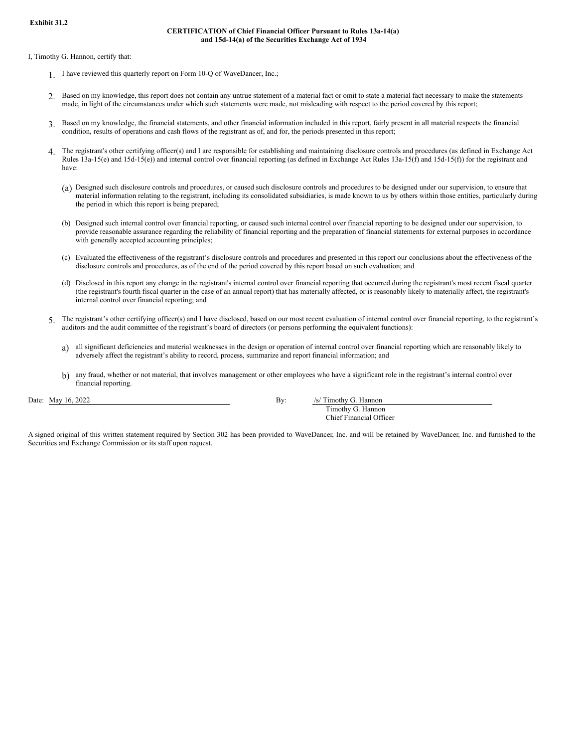**Exhibit 31.2**

**CERTIFICATION of Chief Financial Officer Pursuant to Rules 13a-14(a) and 15d-14(a) of the Securities Exchange Act of 1934**

I, Timothy G. Hannon, certify that:

1. I have reviewed this quarterly report on Form 10-Q of WaveDancer, Inc.;

2. Based on my knowledge, this report does not contain any untrue statement of a material fact or omit to state a material fact necessary to make the statements made, in light of the circumstances under which such statements were made, not misleading with respect to the period covered by this report;

3. Based on my knowledge, the financial statements, and other financial information included in this report, fairly present in all material respects the financial condition, results of operations and cash flows of the registrant as of, and for, the periods presented in this report;

4. The registrant's other certifying officer(s) and I are responsible for establishing and maintaining disclosure controls and procedures (as defined in Exchange Act Rules 13a-15(e) and 15d-15(e)) and internal control over financial reporting (as defined in Exchange Act Rules 13a-15(f) and 15d-15(f)) for the registrant and have:

   (a) Designed such disclosure controls and procedures, or caused such disclosure controls and procedures to be designed under our supervision, to ensure that material information relating to the registrant, including its consolidated subsidiaries, is made known to us by others within those entities, particularly during the period in which this report is being prepared;

   (b) Designed such internal control over financial reporting, or caused such internal control over financial reporting to be designed under our supervision, to provide reasonable assurance regarding the reliability of financial reporting and the preparation of financial statements for external purposes in accordance with generally accepted accounting principles;

   (c) Evaluated the effectiveness of the registrant's disclosure controls and procedures and presented in this report our conclusions about the effectiveness of the disclosure controls and procedures, as of the end of the period covered by this report based on such evaluation; and

   (d) Disclosed in this report any change in the registrant's internal control over financial reporting that occurred during the registrant's most recent fiscal quarter (the registrant's fourth fiscal quarter in the case of an annual report) that has materially affected, or is reasonably likely to materially affect, the registrant's internal control over financial reporting; and

5. The registrant's other certifying officer(s) and I have disclosed, based on our most recent evaluation of internal control over financial reporting, to the registrant's auditors and the audit committee of the registrant's board of directors (or persons performing the equivalent functions):

   a) all significant deficiencies and material weaknesses in the design or operation of internal control over financial reporting which are reasonably likely to adversely affect the registrant's ability to record, process, summarize and report financial information; and

   b) any fraud, whether or not material, that involves management or other employees who have a significant role in the registrant's internal control over financial reporting.

Date: May 16, 2022

By: /s/ Timothy G. Hannon
Timothy G. Hannon
Chief Financial Officer

A signed original of this written statement required by Section 302 has been provided to WaveDancer, Inc. and will be retained by WaveDancer, Inc. and furnished to the Securities and Exchange Commission or its staff upon request.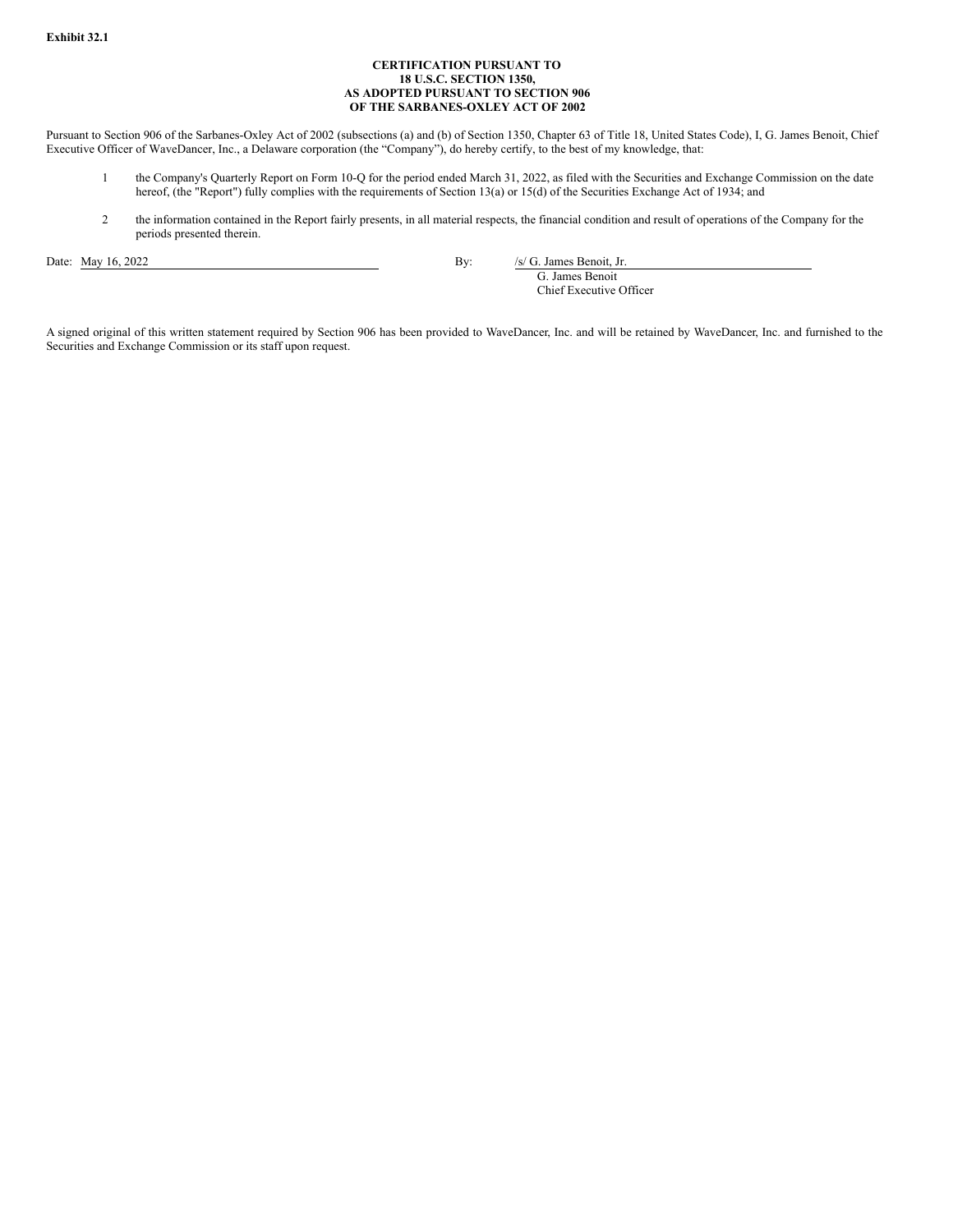**Exhibit 32.1**

**CERTIFICATION PURSUANT TO**
**18 U.S.C. SECTION 1350,**
**AS ADOPTED PURSUANT TO SECTION 906**
**OF THE SARBANES-OXLEY ACT OF 2002**

Pursuant to Section 906 of the Sarbanes-Oxley Act of 2002 (subsections (a) and (b) of Section 1350, Chapter 63 of Title 18, United States Code), I, G. James Benoit, Chief Executive Officer of WaveDancer, Inc., a Delaware corporation (the "Company"), do hereby certify, to the best of my knowledge, that:

1. the Company's Quarterly Report on Form 10-Q for the period ended March 31, 2022, as filed with the Securities and Exchange Commission on the date hereof, (the "Report") fully complies with the requirements of Section 13(a) or 15(d) of the Securities Exchange Act of 1934; and

2. the information contained in the Report fairly presents, in all material respects, the financial condition and result of operations of the Company for the periods presented therein.

Date: May 16, 2022

By: /s/ G. James Benoit, Jr.
G. James Benoit
Chief Executive Officer

A signed original of this written statement required by Section 906 has been provided to WaveDancer, Inc. and will be retained by WaveDancer, Inc. and furnished to the Securities and Exchange Commission or its staff upon request.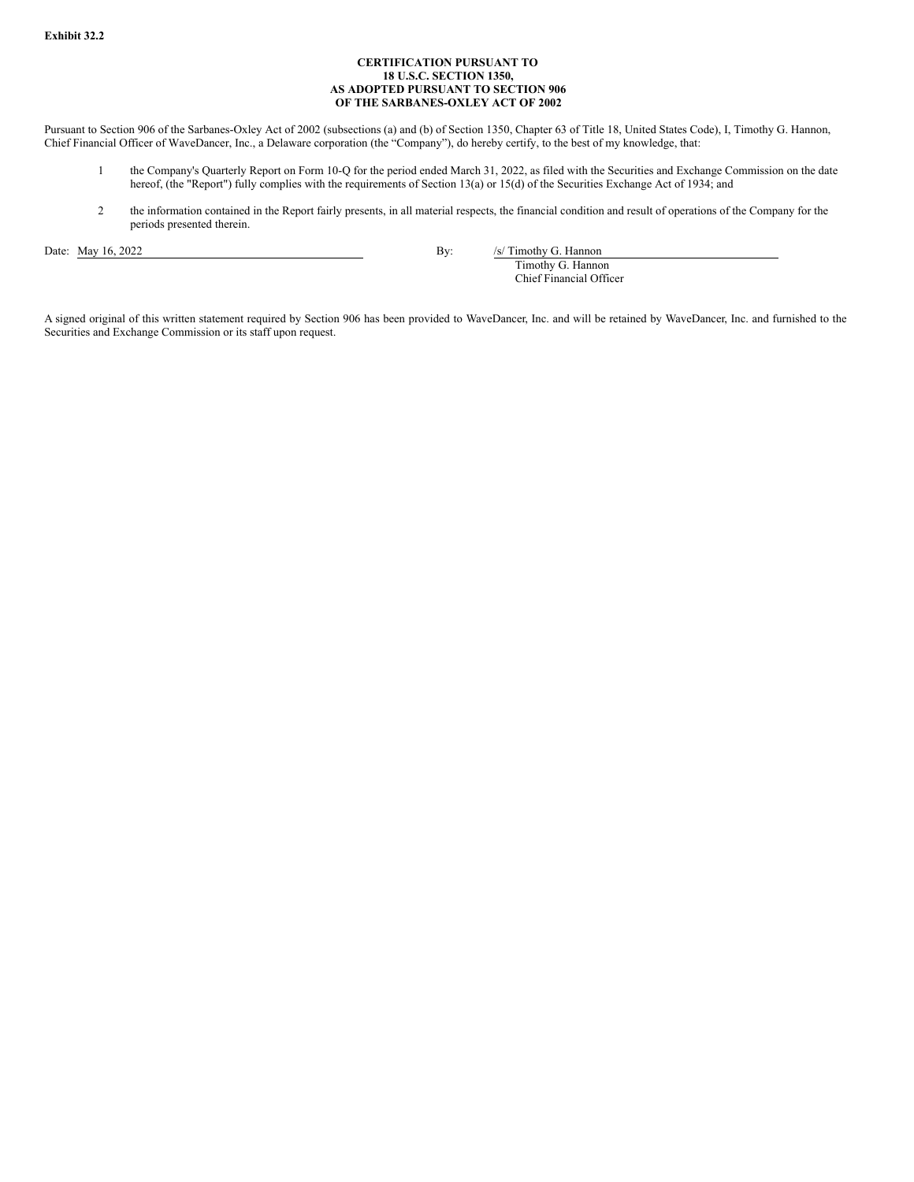**Exhibit 32.2**

**CERTIFICATION PURSUANT TO**
**18 U.S.C. SECTION 1350,**
**AS ADOPTED PURSUANT TO SECTION 906**
**OF THE SARBANES-OXLEY ACT OF 2002**

Pursuant to Section 906 of the Sarbanes-Oxley Act of 2002 (subsections (a) and (b) of Section 1350, Chapter 63 of Title 18, United States Code), I, Timothy G. Hannon, Chief Financial Officer of WaveDancer, Inc., a Delaware corporation (the "Company"), do hereby certify, to the best of my knowledge, that:

1 the Company's Quarterly Report on Form 10-Q for the period ended March 31, 2022, as filed with the Securities and Exchange Commission on the date hereof, (the "Report") fully complies with the requirements of Section 13(a) or 15(d) of the Securities Exchange Act of 1934; and

2 the information contained in the Report fairly presents, in all material respects, the financial condition and result of operations of the Company for the periods presented therein.

Date: May 16, 2022

By: /s/ Timothy G. Hannon
Timothy G. Hannon
Chief Financial Officer

A signed original of this written statement required by Section 906 has been provided to WaveDancer, Inc. and will be retained by WaveDancer, Inc. and furnished to the Securities and Exchange Commission or its staff upon request.